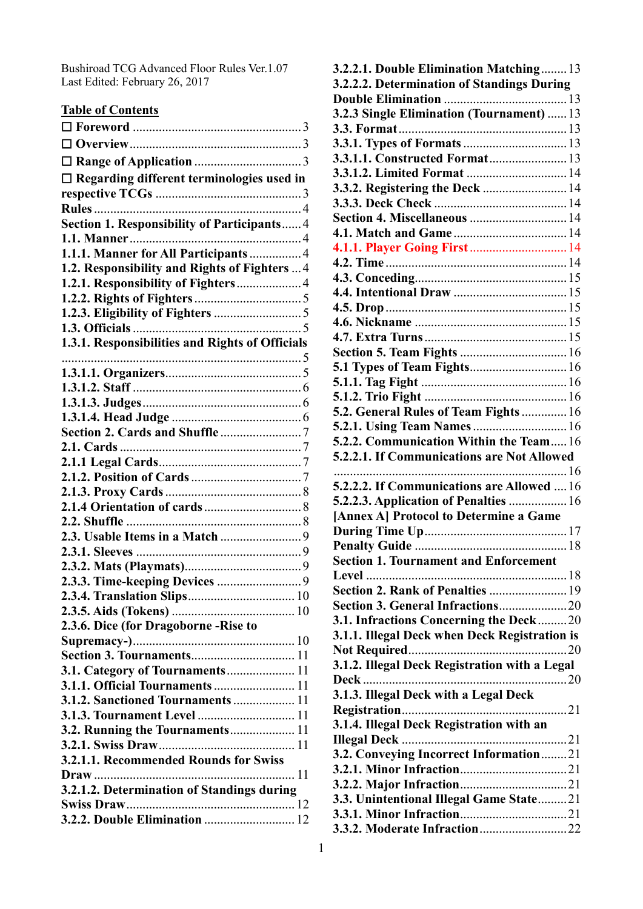Bushiroad TCG Advanced Floor Rules Ver.1.07
Last Edited: February 26, 2017

## Table of Contents

- ☐ Foreword ... 3
- ☐ Overview ... 3
- ☐ Range of Application ... 3
- ☐ Regarding different terminologies used in respective TCGs ... 3
- Rules ... 4
- Section 1. Responsibility of Participants ... 4
- 1.1. Manner ... 4
- 1.1.1. Manner for All Participants ... 4
- 1.2. Responsibility and Rights of Fighters ... 4
- 1.2.1. Responsibility of Fighters ... 4
- 1.2.2. Rights of Fighters ... 5
- 1.2.3. Eligibility of Fighters ... 5
- 1.3. Officials ... 5
- 1.3.1. Responsibilities and Rights of Officials ... 5
- 1.3.1.1. Organizers ... 5
- 1.3.1.2. Staff ... 6
- 1.3.1.3. Judges ... 6
- 1.3.1.4. Head Judge ... 6
- Section 2. Cards and Shuffle ... 7
- 2.1. Cards ... 7
- 2.1.1 Legal Cards ... 7
- 2.1.2. Position of Cards ... 7
- 2.1.3. Proxy Cards ... 8
- 2.1.4 Orientation of cards ... 8
- 2.2. Shuffle ... 8
- 2.3. Usable Items in a Match ... 9
- 2.3.1. Sleeves ... 9
- 2.3.2. Mats (Playmats) ... 9
- 2.3.3. Time-keeping Devices ... 9
- 2.3.4. Translation Slips ... 10
- 2.3.5. Aids (Tokens) ... 10
- 2.3.6. Dice (for Dragoborne -Rise to Supremacy-) ... 10
- Section 3. Tournaments ... 11
- 3.1. Category of Tournaments ... 11
- 3.1.1. Official Tournaments ... 11
- 3.1.2. Sanctioned Tournaments ... 11
- 3.1.3. Tournament Level ... 11
- 3.2. Running the Tournaments ... 11
- 3.2.1. Swiss Draw ... 11
- 3.2.1.1. Recommended Rounds for Swiss Draw ... 11
- 3.2.1.2. Determination of Standings during Swiss Draw ... 12
- 3.2.2. Double Elimination ... 12
- 3.2.2.1. Double Elimination Matching ... 13
- 3.2.2.2. Determination of Standings During Double Elimination ... 13
- 3.2.3 Single Elimination (Tournament) ... 13
- 3.3. Format ... 13
- 3.3.1. Types of Formats ... 13
- 3.3.1.1. Constructed Format ... 13
- 3.3.1.2. Limited Format ... 14
- 3.3.2. Registering the Deck ... 14
- 3.3.3. Deck Check ... 14
- Section 4. Miscellaneous ... 14
- 4.1. Match and Game ... 14
- 4.1.1. Player Going First ... 14
- 4.2. Time ... 14
- 4.3. Conceding ... 15
- 4.4. Intentional Draw ... 15
- 4.5. Drop ... 15
- 4.6. Nickname ... 15
- 4.7. Extra Turns ... 15
- Section 5. Team Fights ... 16
- 5.1 Types of Team Fights ... 16
- 5.1.1. Tag Fight ... 16
- 5.1.2. Trio Fight ... 16
- 5.2. General Rules of Team Fights ... 16
- 5.2.1. Using Team Names ... 16
- 5.2.2. Communication Within the Team ... 16
- 5.2.2.1. If Communications are Not Allowed ... 16
- 5.2.2.2. If Communications are Allowed ... 16
- 5.2.2.3. Application of Penalties ... 16
- [Annex A] Protocol to Determine a Game During Time Up ... 17
- Penalty Guide ... 18
- Section 1. Tournament and Enforcement Level ... 18
- Section 2. Rank of Penalties ... 19
- Section 3. General Infractions ... 20
- 3.1. Infractions Concerning the Deck ... 20
- 3.1.1. Illegal Deck when Deck Registration is Not Required ... 20
- 3.1.2. Illegal Deck Registration with a Legal Deck ... 20
- 3.1.3. Illegal Deck with a Legal Deck Registration ... 21
- 3.1.4. Illegal Deck Registration with an Illegal Deck ... 21
- 3.2. Conveying Incorrect Information ... 21
- 3.2.1. Minor Infraction ... 21
- 3.2.2. Major Infraction ... 21
- 3.3. Unintentional Illegal Game State ... 21
- 3.3.1. Minor Infraction ... 21
- 3.3.2. Moderate Infraction ... 22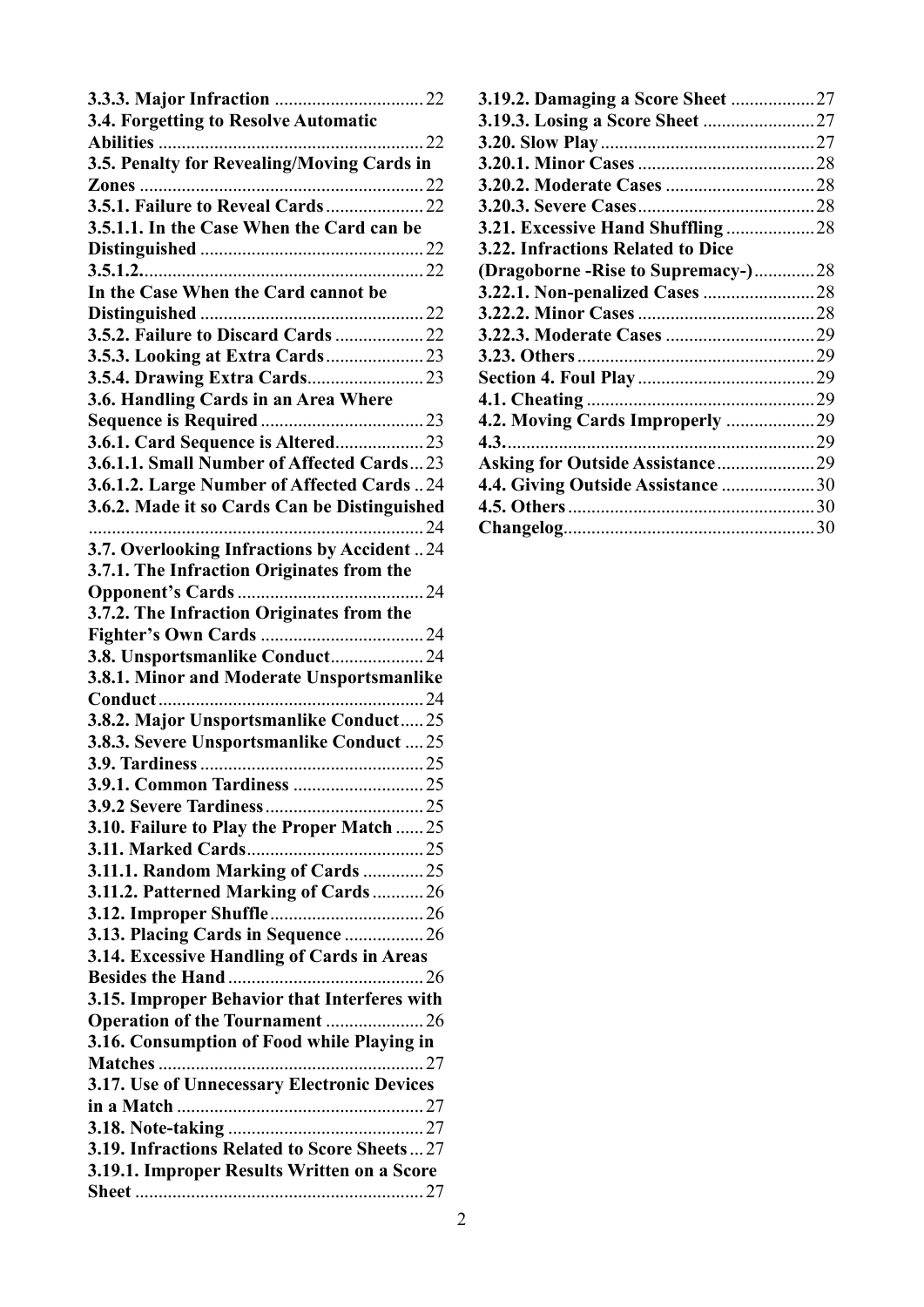**3.3.3. Major Infraction** ................................ 22
**3.4. Forgetting to Resolve Automatic Abilities** ........................................................ 22
**3.5. Penalty for Revealing/Moving Cards in Zones** ............................................................ 22
**3.5.1. Failure to Reveal Cards** ..................... 22
**3.5.1.1. In the Case When the Card can be Distinguished** ................................................ 22
**3.5.1.2.** ............................................................ 22
**In the Case When the Card cannot be Distinguished** ................................................ 22
**3.5.2. Failure to Discard Cards** ................... 22
**3.5.3. Looking at Extra Cards** ..................... 23
**3.5.4. Drawing Extra Cards** ......................... 23
**3.6. Handling Cards in an Area Where Sequence is Required** .................................. 23
**3.6.1. Card Sequence is Altered** .................. 23
**3.6.1.1. Small Number of Affected Cards** ... 23
**3.6.1.2. Large Number of Affected Cards** .. 24
**3.6.2. Made it so Cards Can be Distinguished** ....................................................................... 24
**3.7. Overlooking Infractions by Accident** .. 24
**3.7.1. The Infraction Originates from the Opponent's Cards** ........................................ 24
**3.7.2. The Infraction Originates from the Fighter's Own Cards** .................................. 24
**3.8. Unsportsmanlike Conduct** .................... 24
**3.8.1. Minor and Moderate Unsportsmanlike Conduct** ......................................................... 24
**3.8.2. Major Unsportsmanlike Conduct** ..... 25
**3.8.3. Severe Unsportsmanlike Conduct** .... 25
**3.9. Tardiness** ................................................ 25
**3.9.1. Common Tardiness** ............................ 25
**3.9.2 Severe Tardiness** .................................. 25
**3.10. Failure to Play the Proper Match** ...... 25
**3.11. Marked Cards** ...................................... 25
**3.11.1. Random Marking of Cards** ............. 25
**3.11.2. Patterned Marking of Cards** ........... 26
**3.12. Improper Shuffle** ................................. 26
**3.13. Placing Cards in Sequence** ................. 26
**3.14. Excessive Handling of Cards in Areas Besides the Hand** .......................................... 26
**3.15. Improper Behavior that Interferes with Operation of the Tournament** ..................... 26
**3.16. Consumption of Food while Playing in Matches** ......................................................... 27
**3.17. Use of Unnecessary Electronic Devices in a Match** ..................................................... 27
**3.18. Note-taking** .......................................... 27
**3.19. Infractions Related to Score Sheets** ... 27
**3.19.1. Improper Results Written on a Score Sheet** .............................................................. 27
**3.19.2. Damaging a Score Sheet** .................. 27
**3.19.3. Losing a Score Sheet** ........................ 27
**3.20. Slow Play** .............................................. 27
**3.20.1. Minor Cases** ...................................... 28
**3.20.2. Moderate Cases** ................................ 28
**3.20.3. Severe Cases** ...................................... 28
**3.21. Excessive Hand Shuffling** ................... 28
**3.22. Infractions Related to Dice (Dragoborne -Rise to Supremacy-)** ............. 28
**3.22.1. Non-penalized Cases** ........................ 28
**3.22.2. Minor Cases** ...................................... 28
**3.22.3. Moderate Cases** ................................ 29
**3.23. Others** ................................................... 29
**Section 4. Foul Play** ...................................... 29
**4.1. Cheating** ................................................. 29
**4.2. Moving Cards Improperly** ................... 29
**4.3.** .................................................................. 29
**Asking for Outside Assistance** ..................... 29
**4.4. Giving Outside Assistance** .................... 30
**4.5. Others** ..................................................... 30
**Changelog** ...................................................... 30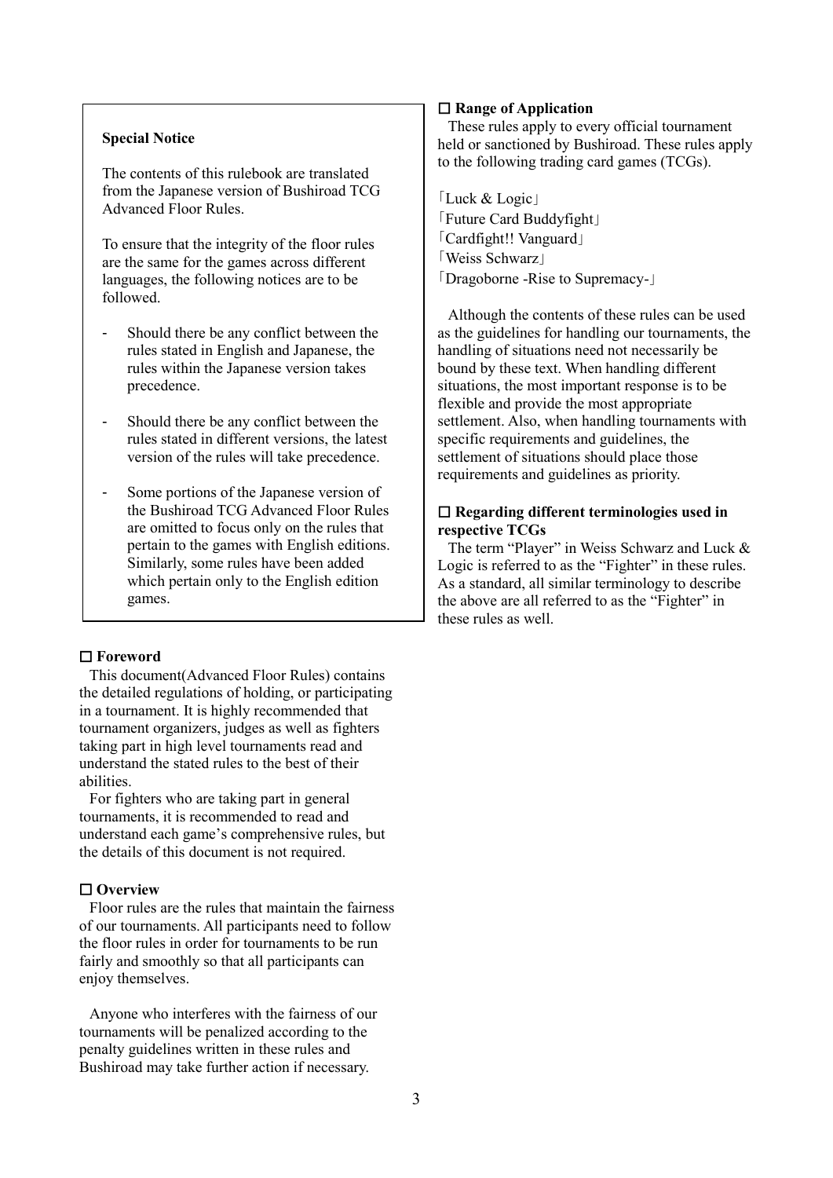**Special Notice**

The contents of this rulebook are translated from the Japanese version of Bushiroad TCG Advanced Floor Rules.

To ensure that the integrity of the floor rules are the same for the games across different languages, the following notices are to be followed.

- Should there be any conflict between the rules stated in English and Japanese, the rules within the Japanese version takes precedence.
- Should there be any conflict between the rules stated in different versions, the latest version of the rules will take precedence.
- Some portions of the Japanese version of the Bushiroad TCG Advanced Floor Rules are omitted to focus only on the rules that pertain to the games with English editions. Similarly, some rules have been added which pertain only to the English edition games.

## ☐ Foreword

This document(Advanced Floor Rules) contains the detailed regulations of holding, or participating in a tournament. It is highly recommended that tournament organizers, judges as well as fighters taking part in high level tournaments read and understand the stated rules to the best of their abilities.

For fighters who are taking part in general tournaments, it is recommended to read and understand each game's comprehensive rules, but the details of this document is not required.

## ☐ Overview

Floor rules are the rules that maintain the fairness of our tournaments. All participants need to follow the floor rules in order for tournaments to be run fairly and smoothly so that all participants can enjoy themselves.

Anyone who interferes with the fairness of our tournaments will be penalized according to the penalty guidelines written in these rules and Bushiroad may take further action if necessary.

## ☐ Range of Application

These rules apply to every official tournament held or sanctioned by Bushiroad. These rules apply to the following trading card games (TCGs).

「Luck & Logic」
「Future Card Buddyfight」
「Cardfight!! Vanguard」
「Weiss Schwarz」
「Dragoborne -Rise to Supremacy-」

Although the contents of these rules can be used as the guidelines for handling our tournaments, the handling of situations need not necessarily be bound by these text. When handling different situations, the most important response is to be flexible and provide the most appropriate settlement. Also, when handling tournaments with specific requirements and guidelines, the settlement of situations should place those requirements and guidelines as priority.

## ☐ Regarding different terminologies used in respective TCGs

The term "Player" in Weiss Schwarz and Luck & Logic is referred to as the "Fighter" in these rules. As a standard, all similar terminology to describe the above are all referred to as the "Fighter" in these rules as well.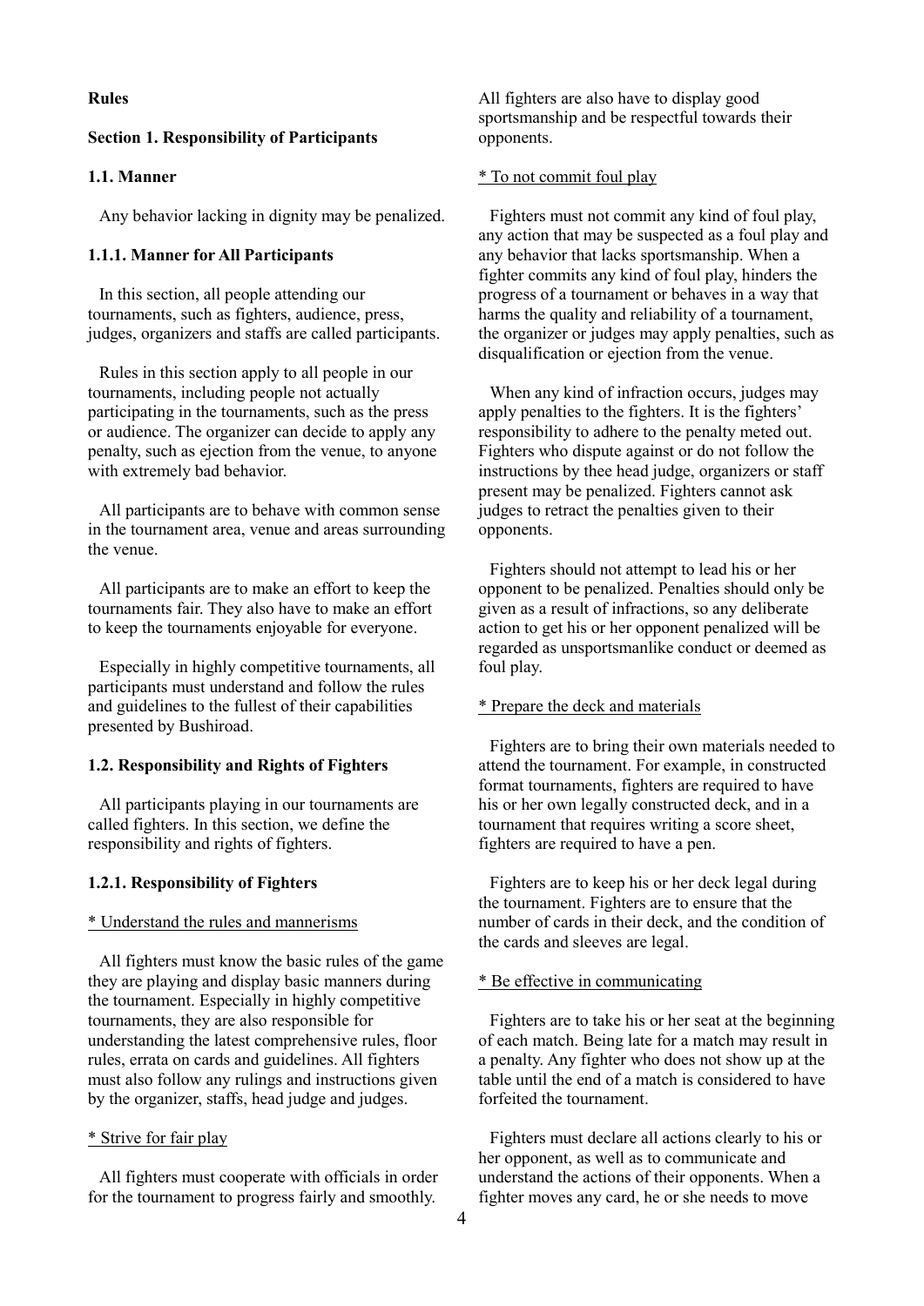**Rules**

**Section 1. Responsibility of Participants**

**1.1. Manner**

Any behavior lacking in dignity may be penalized.

**1.1.1. Manner for All Participants**

In this section, all people attending our tournaments, such as fighters, audience, press, judges, organizers and staffs are called participants.

Rules in this section apply to all people in our tournaments, including people not actually participating in the tournaments, such as the press or audience. The organizer can decide to apply any penalty, such as ejection from the venue, to anyone with extremely bad behavior.

All participants are to behave with common sense in the tournament area, venue and areas surrounding the venue.

All participants are to make an effort to keep the tournaments fair. They also have to make an effort to keep the tournaments enjoyable for everyone.

Especially in highly competitive tournaments, all participants must understand and follow the rules and guidelines to the fullest of their capabilities presented by Bushiroad.

**1.2. Responsibility and Rights of Fighters**

All participants playing in our tournaments are called fighters. In this section, we define the responsibility and rights of fighters.

**1.2.1. Responsibility of Fighters**

<u>* Understand the rules and mannerisms</u>

All fighters must know the basic rules of the game they are playing and display basic manners during the tournament. Especially in highly competitive tournaments, they are also responsible for understanding the latest comprehensive rules, floor rules, errata on cards and guidelines. All fighters must also follow any rulings and instructions given by the organizer, staffs, head judge and judges.

<u>* Strive for fair play</u>

All fighters must cooperate with officials in order for the tournament to progress fairly and smoothly. All fighters are also have to display good sportsmanship and be respectful towards their opponents.

<u>* To not commit foul play</u>

Fighters must not commit any kind of foul play, any action that may be suspected as a foul play and any behavior that lacks sportsmanship. When a fighter commits any kind of foul play, hinders the progress of a tournament or behaves in a way that harms the quality and reliability of a tournament, the organizer or judges may apply penalties, such as disqualification or ejection from the venue.

When any kind of infraction occurs, judges may apply penalties to the fighters. It is the fighters' responsibility to adhere to the penalty meted out. Fighters who dispute against or do not follow the instructions by thee head judge, organizers or staff present may be penalized. Fighters cannot ask judges to retract the penalties given to their opponents.

Fighters should not attempt to lead his or her opponent to be penalized. Penalties should only be given as a result of infractions, so any deliberate action to get his or her opponent penalized will be regarded as unsportsmanlike conduct or deemed as foul play.

<u>* Prepare the deck and materials</u>

Fighters are to bring their own materials needed to attend the tournament. For example, in constructed format tournaments, fighters are required to have his or her own legally constructed deck, and in a tournament that requires writing a score sheet, fighters are required to have a pen.

Fighters are to keep his or her deck legal during the tournament. Fighters are to ensure that the number of cards in their deck, and the condition of the cards and sleeves are legal.

<u>* Be effective in communicating</u>

Fighters are to take his or her seat at the beginning of each match. Being late for a match may result in a penalty. Any fighter who does not show up at the table until the end of a match is considered to have forfeited the tournament.

Fighters must declare all actions clearly to his or her opponent, as well as to communicate and understand the actions of their opponents. When a fighter moves any card, he or she needs to move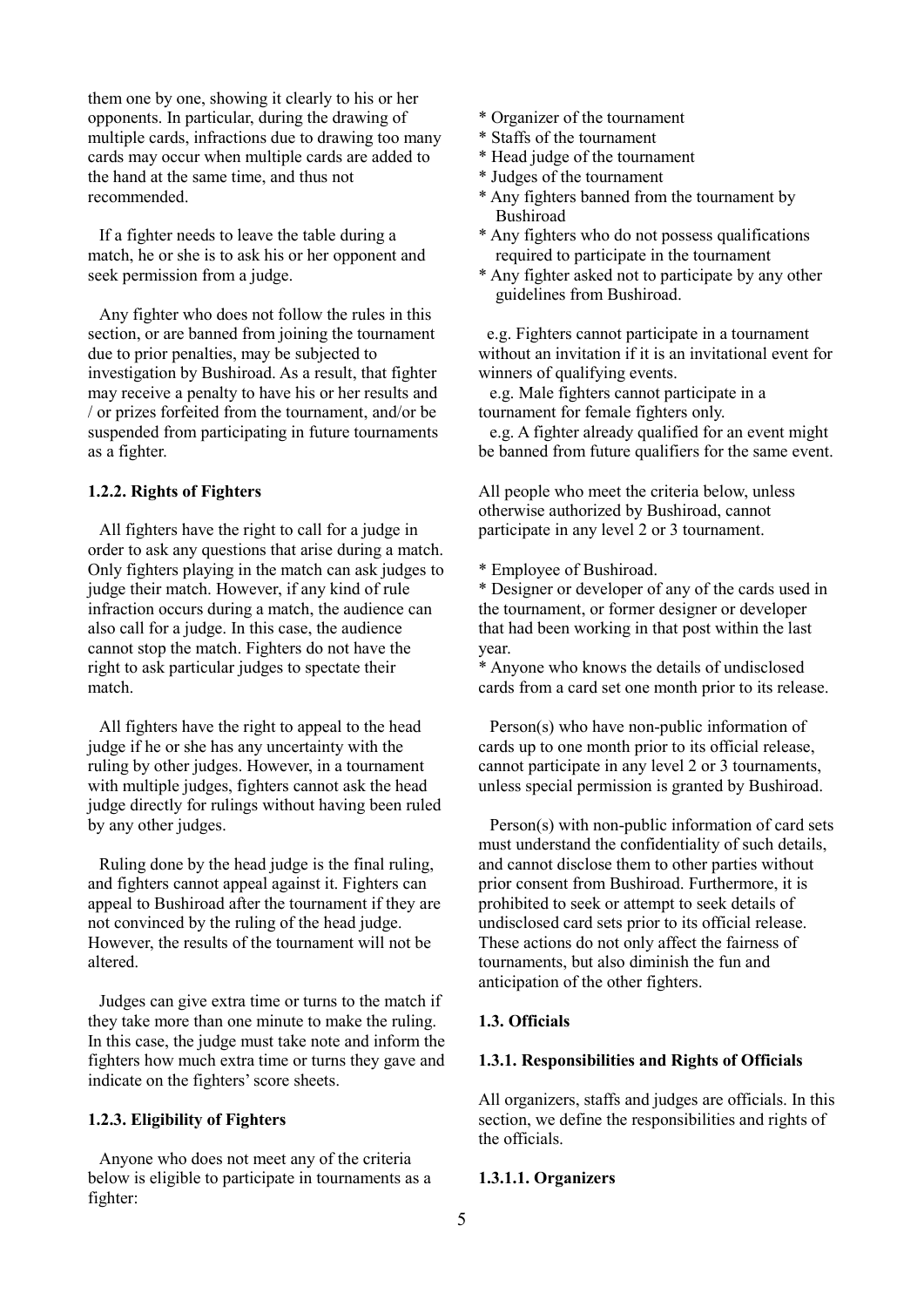them one by one, showing it clearly to his or her opponents. In particular, during the drawing of multiple cards, infractions due to drawing too many cards may occur when multiple cards are added to the hand at the same time, and thus not recommended.

If a fighter needs to leave the table during a match, he or she is to ask his or her opponent and seek permission from a judge.

Any fighter who does not follow the rules in this section, or are banned from joining the tournament due to prior penalties, may be subjected to investigation by Bushiroad. As a result, that fighter may receive a penalty to have his or her results and / or prizes forfeited from the tournament, and/or be suspended from participating in future tournaments as a fighter.

**1.2.2. Rights of Fighters**

All fighters have the right to call for a judge in order to ask any questions that arise during a match. Only fighters playing in the match can ask judges to judge their match. However, if any kind of rule infraction occurs during a match, the audience can also call for a judge. In this case, the audience cannot stop the match. Fighters do not have the right to ask particular judges to spectate their match.

All fighters have the right to appeal to the head judge if he or she has any uncertainty with the ruling by other judges. However, in a tournament with multiple judges, fighters cannot ask the head judge directly for rulings without having been ruled by any other judges.

Ruling done by the head judge is the final ruling, and fighters cannot appeal against it. Fighters can appeal to Bushiroad after the tournament if they are not convinced by the ruling of the head judge. However, the results of the tournament will not be altered.

Judges can give extra time or turns to the match if they take more than one minute to make the ruling. In this case, the judge must take note and inform the fighters how much extra time or turns they gave and indicate on the fighters' score sheets.

**1.2.3. Eligibility of Fighters**

Anyone who does not meet any of the criteria below is eligible to participate in tournaments as a fighter:

* Organizer of the tournament
* Staffs of the tournament
* Head judge of the tournament
* Judges of the tournament
* Any fighters banned from the tournament by Bushiroad
* Any fighters who do not possess qualifications required to participate in the tournament
* Any fighter asked not to participate by any other guidelines from Bushiroad.

e.g. Fighters cannot participate in a tournament without an invitation if it is an invitational event for winners of qualifying events.

e.g. Male fighters cannot participate in a tournament for female fighters only.

e.g. A fighter already qualified for an event might be banned from future qualifiers for the same event.

All people who meet the criteria below, unless otherwise authorized by Bushiroad, cannot participate in any level 2 or 3 tournament.

* Employee of Bushiroad.
* Designer or developer of any of the cards used in the tournament, or former designer or developer that had been working in that post within the last year.
* Anyone who knows the details of undisclosed cards from a card set one month prior to its release.

Person(s) who have non-public information of cards up to one month prior to its official release, cannot participate in any level 2 or 3 tournaments, unless special permission is granted by Bushiroad.

Person(s) with non-public information of card sets must understand the confidentiality of such details, and cannot disclose them to other parties without prior consent from Bushiroad. Furthermore, it is prohibited to seek or attempt to seek details of undisclosed card sets prior to its official release. These actions do not only affect the fairness of tournaments, but also diminish the fun and anticipation of the other fighters.

**1.3. Officials**

**1.3.1. Responsibilities and Rights of Officials**

All organizers, staffs and judges are officials. In this section, we define the responsibilities and rights of the officials.

**1.3.1.1. Organizers**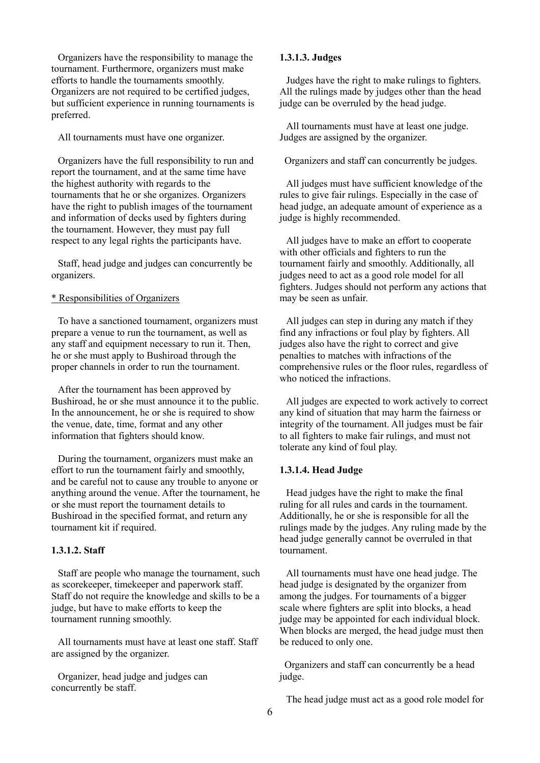Organizers have the responsibility to manage the tournament. Furthermore, organizers must make efforts to handle the tournaments smoothly. Organizers are not required to be certified judges, but sufficient experience in running tournaments is preferred.

All tournaments must have one organizer.

Organizers have the full responsibility to run and report the tournament, and at the same time have the highest authority with regards to the tournaments that he or she organizes. Organizers have the right to publish images of the tournament and information of decks used by fighters during the tournament. However, they must pay full respect to any legal rights the participants have.

Staff, head judge and judges can concurrently be organizers.

<u>* Responsibilities of Organizers</u>

To have a sanctioned tournament, organizers must prepare a venue to run the tournament, as well as any staff and equipment necessary to run it. Then, he or she must apply to Bushiroad through the proper channels in order to run the tournament.

After the tournament has been approved by Bushiroad, he or she must announce it to the public. In the announcement, he or she is required to show the venue, date, time, format and any other information that fighters should know.

During the tournament, organizers must make an effort to run the tournament fairly and smoothly, and be careful not to cause any trouble to anyone or anything around the venue. After the tournament, he or she must report the tournament details to Bushiroad in the specified format, and return any tournament kit if required.

#### 1.3.1.2. Staff

Staff are people who manage the tournament, such as scorekeeper, timekeeper and paperwork staff. Staff do not require the knowledge and skills to be a judge, but have to make efforts to keep the tournament running smoothly.

All tournaments must have at least one staff. Staff are assigned by the organizer.

Organizer, head judge and judges can concurrently be staff.

#### 1.3.1.3. Judges

Judges have the right to make rulings to fighters. All the rulings made by judges other than the head judge can be overruled by the head judge.

All tournaments must have at least one judge. Judges are assigned by the organizer.

Organizers and staff can concurrently be judges.

All judges must have sufficient knowledge of the rules to give fair rulings. Especially in the case of head judge, an adequate amount of experience as a judge is highly recommended.

All judges have to make an effort to cooperate with other officials and fighters to run the tournament fairly and smoothly. Additionally, all judges need to act as a good role model for all fighters. Judges should not perform any actions that may be seen as unfair.

All judges can step in during any match if they find any infractions or foul play by fighters. All judges also have the right to correct and give penalties to matches with infractions of the comprehensive rules or the floor rules, regardless of who noticed the infractions.

All judges are expected to work actively to correct any kind of situation that may harm the fairness or integrity of the tournament. All judges must be fair to all fighters to make fair rulings, and must not tolerate any kind of foul play.

#### 1.3.1.4. Head Judge

Head judges have the right to make the final ruling for all rules and cards in the tournament. Additionally, he or she is responsible for all the rulings made by the judges. Any ruling made by the head judge generally cannot be overruled in that tournament.

All tournaments must have one head judge. The head judge is designated by the organizer from among the judges. For tournaments of a bigger scale where fighters are split into blocks, a head judge may be appointed for each individual block. When blocks are merged, the head judge must then be reduced to only one.

Organizers and staff can concurrently be a head judge.

The head judge must act as a good role model for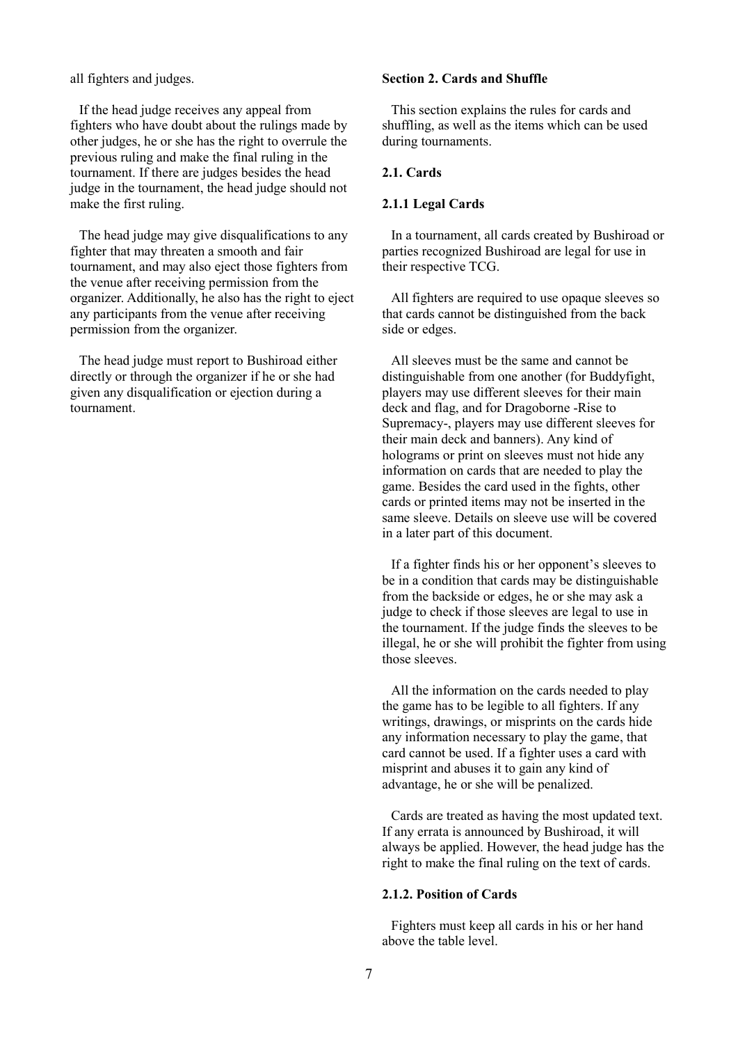all fighters and judges.

If the head judge receives any appeal from fighters who have doubt about the rulings made by other judges, he or she has the right to overrule the previous ruling and make the final ruling in the tournament. If there are judges besides the head judge in the tournament, the head judge should not make the first ruling.

The head judge may give disqualifications to any fighter that may threaten a smooth and fair tournament, and may also eject those fighters from the venue after receiving permission from the organizer. Additionally, he also has the right to eject any participants from the venue after receiving permission from the organizer.

The head judge must report to Bushiroad either directly or through the organizer if he or she had given any disqualification or ejection during a tournament.

### Section 2. Cards and Shuffle

This section explains the rules for cards and shuffling, as well as the items which can be used during tournaments.

#### 2.1. Cards

#### 2.1.1 Legal Cards

In a tournament, all cards created by Bushiroad or parties recognized Bushiroad are legal for use in their respective TCG.

All fighters are required to use opaque sleeves so that cards cannot be distinguished from the back side or edges.

All sleeves must be the same and cannot be distinguishable from one another (for Buddyfight, players may use different sleeves for their main deck and flag, and for Dragoborne -Rise to Supremacy-, players may use different sleeves for their main deck and banners). Any kind of holograms or print on sleeves must not hide any information on cards that are needed to play the game. Besides the card used in the fights, other cards or printed items may not be inserted in the same sleeve. Details on sleeve use will be covered in a later part of this document.

If a fighter finds his or her opponent's sleeves to be in a condition that cards may be distinguishable from the backside or edges, he or she may ask a judge to check if those sleeves are legal to use in the tournament. If the judge finds the sleeves to be illegal, he or she will prohibit the fighter from using those sleeves.

All the information on the cards needed to play the game has to be legible to all fighters. If any writings, drawings, or misprints on the cards hide any information necessary to play the game, that card cannot be used. If a fighter uses a card with misprint and abuses it to gain any kind of advantage, he or she will be penalized.

Cards are treated as having the most updated text. If any errata is announced by Bushiroad, it will always be applied. However, the head judge has the right to make the final ruling on the text of cards.

#### 2.1.2. Position of Cards

Fighters must keep all cards in his or her hand above the table level.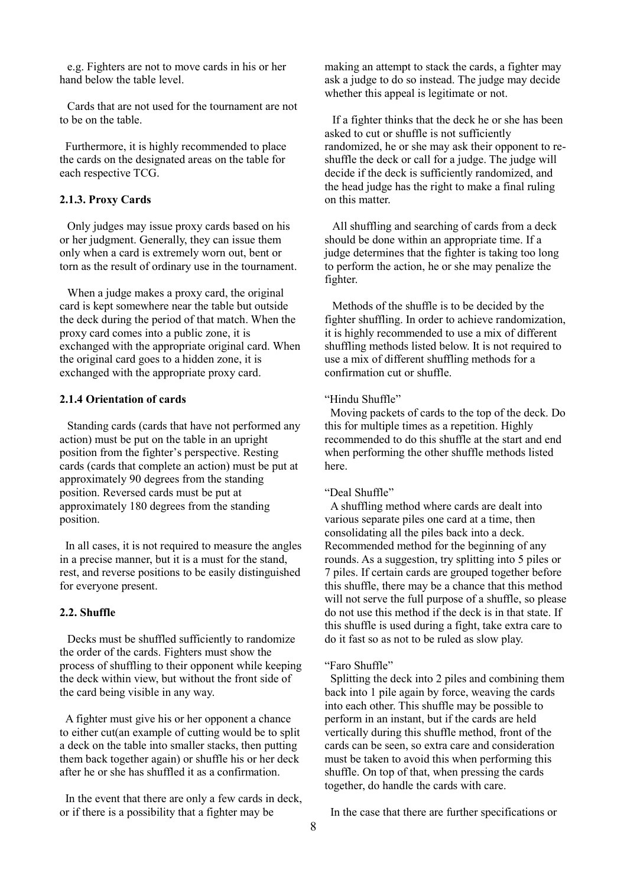e.g. Fighters are not to move cards in his or her hand below the table level.

Cards that are not used for the tournament are not to be on the table.

Furthermore, it is highly recommended to place the cards on the designated areas on the table for each respective TCG.

### 2.1.3. Proxy Cards

Only judges may issue proxy cards based on his or her judgment. Generally, they can issue them only when a card is extremely worn out, bent or torn as the result of ordinary use in the tournament.

When a judge makes a proxy card, the original card is kept somewhere near the table but outside the deck during the period of that match. When the proxy card comes into a public zone, it is exchanged with the appropriate original card. When the original card goes to a hidden zone, it is exchanged with the appropriate proxy card.

### 2.1.4 Orientation of cards

Standing cards (cards that have not performed any action) must be put on the table in an upright position from the fighter's perspective. Resting cards (cards that complete an action) must be put at approximately 90 degrees from the standing position. Reversed cards must be put at approximately 180 degrees from the standing position.

In all cases, it is not required to measure the angles in a precise manner, but it is a must for the stand, rest, and reverse positions to be easily distinguished for everyone present.

## 2.2. Shuffle

Decks must be shuffled sufficiently to randomize the order of the cards. Fighters must show the process of shuffling to their opponent while keeping the deck within view, but without the front side of the card being visible in any way.

A fighter must give his or her opponent a chance to either cut(an example of cutting would be to split a deck on the table into smaller stacks, then putting them back together again) or shuffle his or her deck after he or she has shuffled it as a confirmation.

In the event that there are only a few cards in deck, or if there is a possibility that a fighter may be making an attempt to stack the cards, a fighter may ask a judge to do so instead. The judge may decide whether this appeal is legitimate or not.

If a fighter thinks that the deck he or she has been asked to cut or shuffle is not sufficiently randomized, he or she may ask their opponent to re-shuffle the deck or call for a judge. The judge will decide if the deck is sufficiently randomized, and the head judge has the right to make a final ruling on this matter.

All shuffling and searching of cards from a deck should be done within an appropriate time. If a judge determines that the fighter is taking too long to perform the action, he or she may penalize the fighter.

Methods of the shuffle is to be decided by the fighter shuffling. In order to achieve randomization, it is highly recommended to use a mix of different shuffling methods listed below. It is not required to use a mix of different shuffling methods for a confirmation cut or shuffle.

"Hindu Shuffle"

Moving packets of cards to the top of the deck. Do this for multiple times as a repetition. Highly recommended to do this shuffle at the start and end when performing the other shuffle methods listed here.

"Deal Shuffle"

A shuffling method where cards are dealt into various separate piles one card at a time, then consolidating all the piles back into a deck. Recommended method for the beginning of any rounds. As a suggestion, try splitting into 5 piles or 7 piles. If certain cards are grouped together before this shuffle, there may be a chance that this method will not serve the full purpose of a shuffle, so please do not use this method if the deck is in that state. If this shuffle is used during a fight, take extra care to do it fast so as not to be ruled as slow play.

"Faro Shuffle"

Splitting the deck into 2 piles and combining them back into 1 pile again by force, weaving the cards into each other. This shuffle may be possible to perform in an instant, but if the cards are held vertically during this shuffle method, front of the cards can be seen, so extra care and consideration must be taken to avoid this when performing this shuffle. On top of that, when pressing the cards together, do handle the cards with care.

In the case that there are further specifications or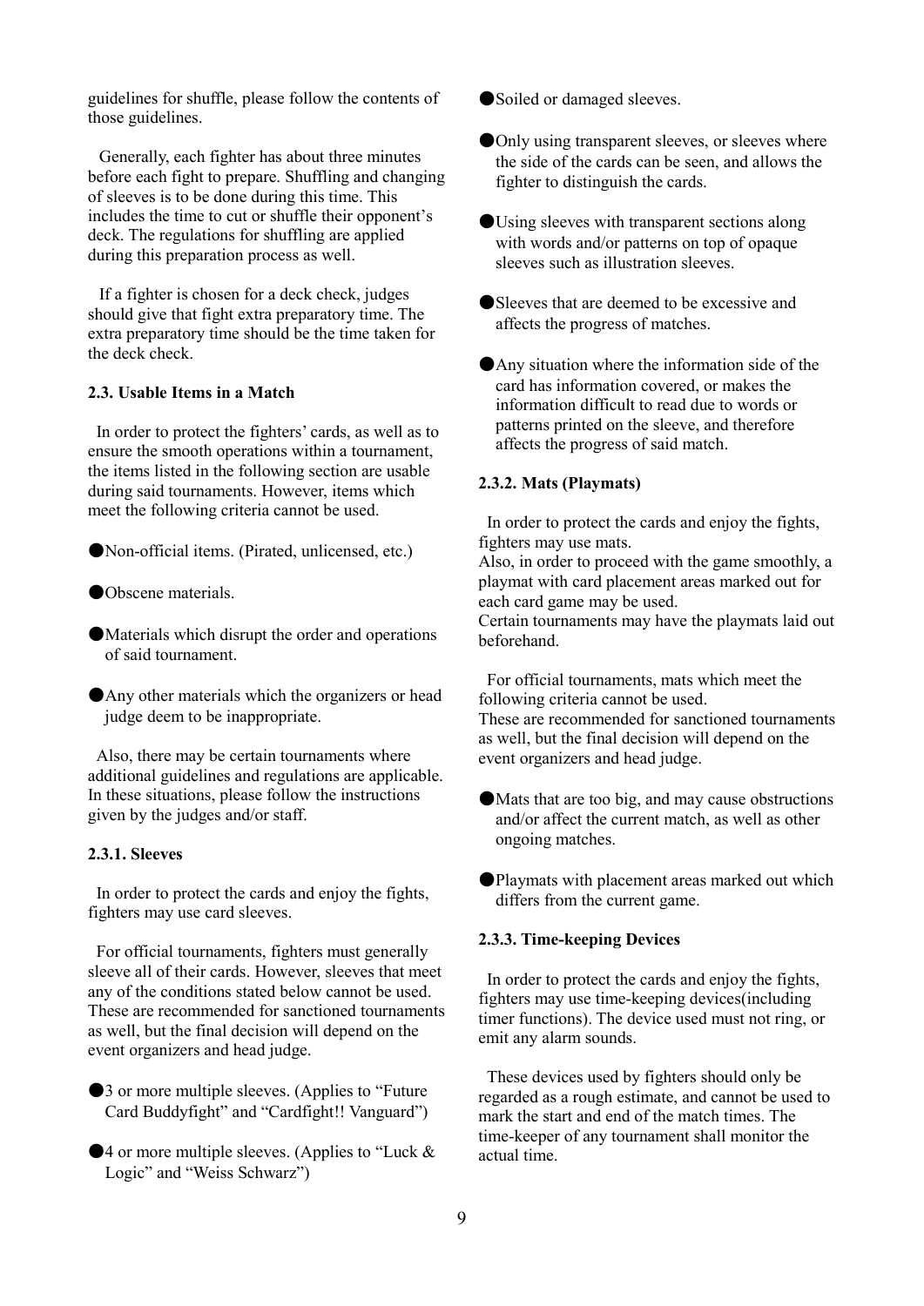guidelines for shuffle, please follow the contents of those guidelines.

Generally, each fighter has about three minutes before each fight to prepare. Shuffling and changing of sleeves is to be done during this time. This includes the time to cut or shuffle their opponent's deck. The regulations for shuffling are applied during this preparation process as well.

If a fighter is chosen for a deck check, judges should give that fight extra preparatory time. The extra preparatory time should be the time taken for the deck check.

### 2.3. Usable Items in a Match

In order to protect the fighters' cards, as well as to ensure the smooth operations within a tournament, the items listed in the following section are usable during said tournaments. However, items which meet the following criteria cannot be used.

- Non-official items. (Pirated, unlicensed, etc.)
- Obscene materials.
- Materials which disrupt the order and operations of said tournament.
- Any other materials which the organizers or head judge deem to be inappropriate.

Also, there may be certain tournaments where additional guidelines and regulations are applicable. In these situations, please follow the instructions given by the judges and/or staff.

#### 2.3.1. Sleeves

In order to protect the cards and enjoy the fights, fighters may use card sleeves.

For official tournaments, fighters must generally sleeve all of their cards. However, sleeves that meet any of the conditions stated below cannot be used. These are recommended for sanctioned tournaments as well, but the final decision will depend on the event organizers and head judge.

- 3 or more multiple sleeves. (Applies to "Future Card Buddyfight" and "Cardfight!! Vanguard")
- 4 or more multiple sleeves. (Applies to "Luck & Logic" and "Weiss Schwarz")
- Soiled or damaged sleeves.
- Only using transparent sleeves, or sleeves where the side of the cards can be seen, and allows the fighter to distinguish the cards.
- Using sleeves with transparent sections along with words and/or patterns on top of opaque sleeves such as illustration sleeves.
- Sleeves that are deemed to be excessive and affects the progress of matches.
- Any situation where the information side of the card has information covered, or makes the information difficult to read due to words or patterns printed on the sleeve, and therefore affects the progress of said match.

#### 2.3.2. Mats (Playmats)

In order to protect the cards and enjoy the fights, fighters may use mats.
Also, in order to proceed with the game smoothly, a playmat with card placement areas marked out for each card game may be used.
Certain tournaments may have the playmats laid out beforehand.

For official tournaments, mats which meet the following criteria cannot be used.
These are recommended for sanctioned tournaments as well, but the final decision will depend on the event organizers and head judge.

- Mats that are too big, and may cause obstructions and/or affect the current match, as well as other ongoing matches.
- Playmats with placement areas marked out which differs from the current game.

#### 2.3.3. Time-keeping Devices

In order to protect the cards and enjoy the fights, fighters may use time-keeping devices(including timer functions). The device used must not ring, or emit any alarm sounds.

These devices used by fighters should only be regarded as a rough estimate, and cannot be used to mark the start and end of the match times. The time-keeper of any tournament shall monitor the actual time.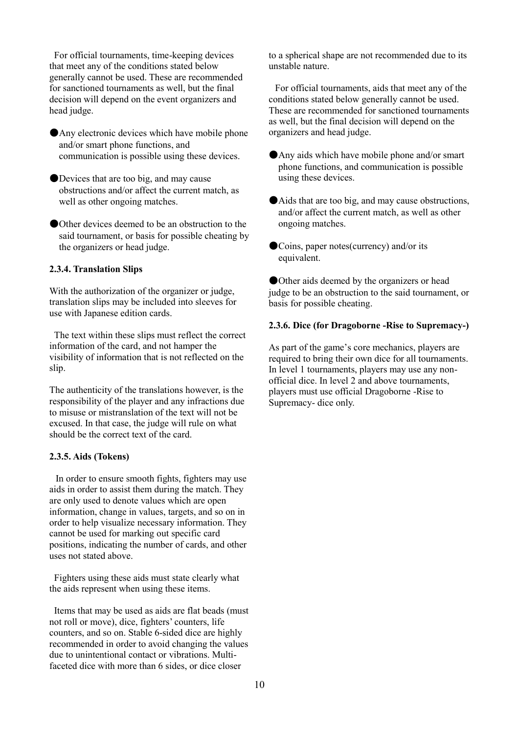For official tournaments, time-keeping devices that meet any of the conditions stated below generally cannot be used. These are recommended for sanctioned tournaments as well, but the final decision will depend on the event organizers and head judge.

- Any electronic devices which have mobile phone and/or smart phone functions, and communication is possible using these devices.
- Devices that are too big, and may cause obstructions and/or affect the current match, as well as other ongoing matches.
- Other devices deemed to be an obstruction to the said tournament, or basis for possible cheating by the organizers or head judge.

#### 2.3.4. Translation Slips

With the authorization of the organizer or judge, translation slips may be included into sleeves for use with Japanese edition cards.

The text within these slips must reflect the correct information of the card, and not hamper the visibility of information that is not reflected on the slip.

The authenticity of the translations however, is the responsibility of the player and any infractions due to misuse or mistranslation of the text will not be excused. In that case, the judge will rule on what should be the correct text of the card.

#### 2.3.5. Aids (Tokens)

In order to ensure smooth fights, fighters may use aids in order to assist them during the match. They are only used to denote values which are open information, change in values, targets, and so on in order to help visualize necessary information. They cannot be used for marking out specific card positions, indicating the number of cards, and other uses not stated above.

Fighters using these aids must state clearly what the aids represent when using these items.

Items that may be used as aids are flat beads (must not roll or move), dice, fighters' counters, life counters, and so on. Stable 6-sided dice are highly recommended in order to avoid changing the values due to unintentional contact or vibrations. Multi-faceted dice with more than 6 sides, or dice closer to a spherical shape are not recommended due to its unstable nature.

For official tournaments, aids that meet any of the conditions stated below generally cannot be used. These are recommended for sanctioned tournaments as well, but the final decision will depend on the organizers and head judge.

- Any aids which have mobile phone and/or smart phone functions, and communication is possible using these devices.
- Aids that are too big, and may cause obstructions, and/or affect the current match, as well as other ongoing matches.
- Coins, paper notes(currency) and/or its equivalent.
- Other aids deemed by the organizers or head judge to be an obstruction to the said tournament, or basis for possible cheating.

#### 2.3.6. Dice (for Dragoborne -Rise to Supremacy-)

As part of the game's core mechanics, players are required to bring their own dice for all tournaments. In level 1 tournaments, players may use any non-official dice. In level 2 and above tournaments, players must use official Dragoborne -Rise to Supremacy- dice only.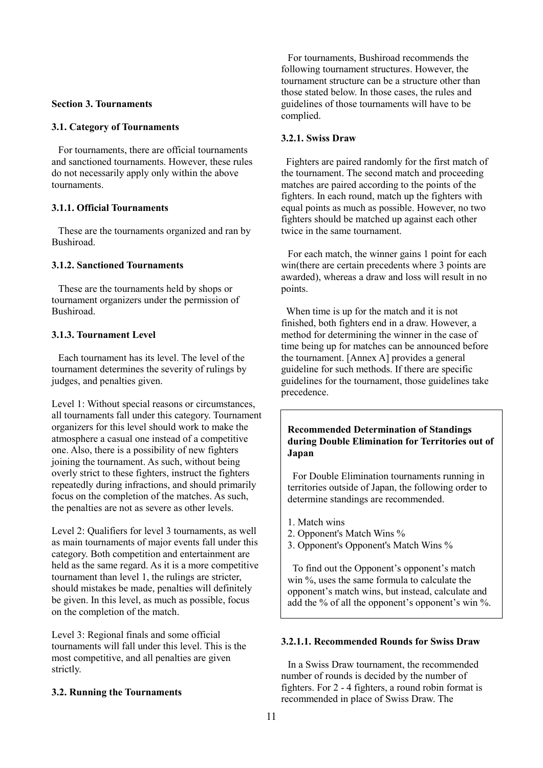## Section 3. Tournaments

### 3.1. Category of Tournaments

For tournaments, there are official tournaments and sanctioned tournaments. However, these rules do not necessarily apply only within the above tournaments.

#### 3.1.1. Official Tournaments

These are the tournaments organized and ran by Bushiroad.

#### 3.1.2. Sanctioned Tournaments

These are the tournaments held by shops or tournament organizers under the permission of Bushiroad.

#### 3.1.3. Tournament Level

Each tournament has its level. The level of the tournament determines the severity of rulings by judges, and penalties given.

Level 1: Without special reasons or circumstances, all tournaments fall under this category. Tournament organizers for this level should work to make the atmosphere a casual one instead of a competitive one. Also, there is a possibility of new fighters joining the tournament. As such, without being overly strict to these fighters, instruct the fighters repeatedly during infractions, and should primarily focus on the completion of the matches. As such, the penalties are not as severe as other levels.

Level 2: Qualifiers for level 3 tournaments, as well as main tournaments of major events fall under this category. Both competition and entertainment are held as the same regard. As it is a more competitive tournament than level 1, the rulings are stricter, should mistakes be made, penalties will definitely be given. In this level, as much as possible, focus on the completion of the match.

Level 3: Regional finals and some official tournaments will fall under this level. This is the most competitive, and all penalties are given strictly.

### 3.2. Running the Tournaments

For tournaments, Bushiroad recommends the following tournament structures. However, the tournament structure can be a structure other than those stated below. In those cases, the rules and guidelines of those tournaments will have to be complied.

#### 3.2.1. Swiss Draw

Fighters are paired randomly for the first match of the tournament. The second match and proceeding matches are paired according to the points of the fighters. In each round, match up the fighters with equal points as much as possible. However, no two fighters should be matched up against each other twice in the same tournament.

For each match, the winner gains 1 point for each win(there are certain precedents where 3 points are awarded), whereas a draw and loss will result in no points.

When time is up for the match and it is not finished, both fighters end in a draw. However, a method for determining the winner in the case of time being up for matches can be announced before the tournament. [Annex A] provides a general guideline for such methods. If there are specific guidelines for the tournament, those guidelines take precedence.

**Recommended Determination of Standings during Double Elimination for Territories out of Japan**

For Double Elimination tournaments running in territories outside of Japan, the following order to determine standings are recommended.

1. Match wins
2. Opponent's Match Wins %
3. Opponent's Opponent's Match Wins %

To find out the Opponent's opponent's match win %, uses the same formula to calculate the opponent's match wins, but instead, calculate and add the % of all the opponent's opponent's win %.

##### 3.2.1.1. Recommended Rounds for Swiss Draw

In a Swiss Draw tournament, the recommended number of rounds is decided by the number of fighters. For 2 - 4 fighters, a round robin format is recommended in place of Swiss Draw. The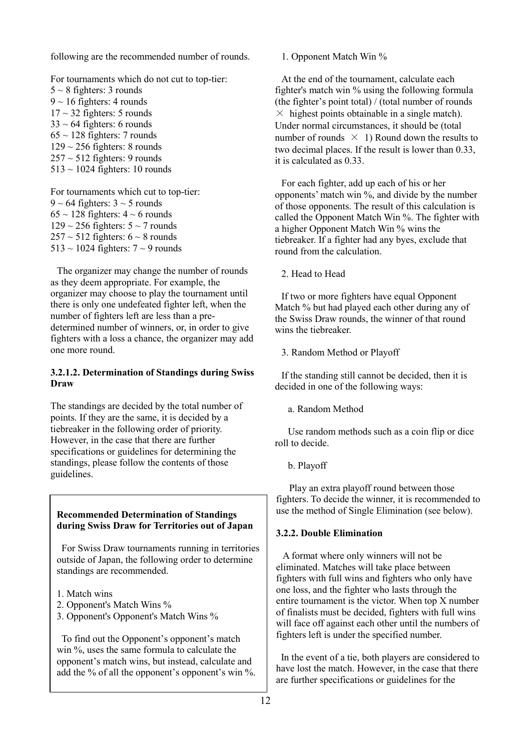following are the recommended number of rounds.

For tournaments which do not cut to top-tier:
5 ~ 8 fighters: 3 rounds
9 ~ 16 fighters: 4 rounds
17 ~ 32 fighters: 5 rounds
33 ~ 64 fighters: 6 rounds
65 ~ 128 fighters: 7 rounds
129 ~ 256 fighters: 8 rounds
257 ~ 512 fighters: 9 rounds
513 ~ 1024 fighters: 10 rounds

For tournaments which cut to top-tier:
9 ~ 64 fighters: 3 ~ 5 rounds
65 ~ 128 fighters: 4 ~ 6 rounds
129 ~ 256 fighters: 5 ~ 7 rounds
257 ~ 512 fighters: 6 ~ 8 rounds
513 ~ 1024 fighters: 7 ~ 9 rounds

The organizer may change the number of rounds as they deem appropriate. For example, the organizer may choose to play the tournament until there is only one undefeated fighter left, when the number of fighters left are less than a pre-determined number of winners, or, in order to give fighters with a loss a chance, the organizer may add one more round.

#### 3.2.1.2. Determination of Standings during Swiss Draw

The standings are decided by the total number of points. If they are the same, it is decided by a tiebreaker in the following order of priority. However, in the case that there are further specifications or guidelines for determining the standings, please follow the contents of those guidelines.

> **Recommended Determination of Standings during Swiss Draw for Territories out of Japan**
>
> For Swiss Draw tournaments running in territories outside of Japan, the following order to determine standings are recommended.
>
> 1. Match wins
> 2. Opponent's Match Wins %
> 3. Opponent's Opponent's Match Wins %
>
> To find out the Opponent's opponent's match win %, uses the same formula to calculate the opponent's match wins, but instead, calculate and add the % of all the opponent's opponent's win %.

1. Opponent Match Win %

At the end of the tournament, calculate each fighter's match win % using the following formula (the fighter's point total) / (total number of rounds × highest points obtainable in a single match). Under normal circumstances, it should be (total number of rounds × 1) Round down the results to two decimal places. If the result is lower than 0.33, it is calculated as 0.33.

For each fighter, add up each of his or her opponents' match win %, and divide by the number of those opponents. The result of this calculation is called the Opponent Match Win %. The fighter with a higher Opponent Match Win % wins the tiebreaker. If a fighter had any byes, exclude that round from the calculation.

2. Head to Head

If two or more fighters have equal Opponent Match % but had played each other during any of the Swiss Draw rounds, the winner of that round wins the tiebreaker.

3. Random Method or Playoff

If the standing still cannot be decided, then it is decided in one of the following ways:

a. Random Method

Use random methods such as a coin flip or dice roll to decide.

b. Playoff

Play an extra playoff round between those fighters. To decide the winner, it is recommended to use the method of Single Elimination (see below).

### 3.2.2. Double Elimination

A format where only winners will not be eliminated. Matches will take place between fighters with full wins and fighters who only have one loss, and the fighter who lasts through the entire tournament is the victor. When top X number of finalists must be decided, fighters with full wins will face off against each other until the numbers of fighters left is under the specified number.

In the event of a tie, both players are considered to have lost the match. However, in the case that there are further specifications or guidelines for the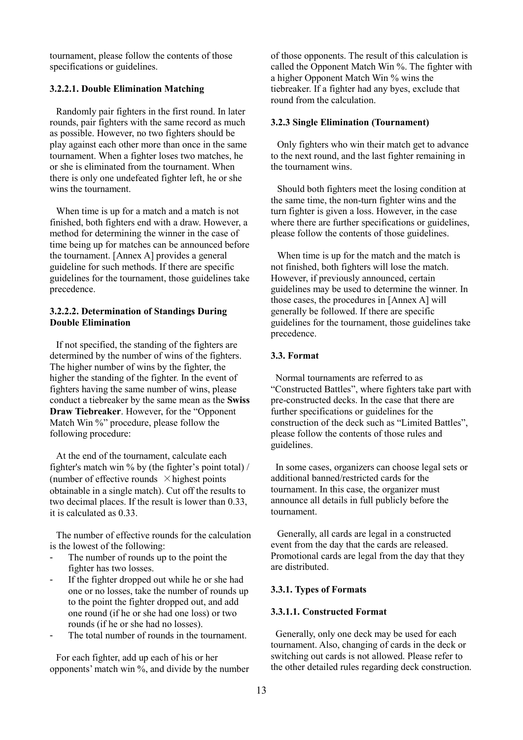tournament, please follow the contents of those specifications or guidelines.

#### 3.2.2.1. Double Elimination Matching

Randomly pair fighters in the first round. In later rounds, pair fighters with the same record as much as possible. However, no two fighters should be play against each other more than once in the same tournament. When a fighter loses two matches, he or she is eliminated from the tournament. When there is only one undefeated fighter left, he or she wins the tournament.

When time is up for a match and a match is not finished, both fighters end with a draw. However, a method for determining the winner in the case of time being up for matches can be announced before the tournament. [Annex A] provides a general guideline for such methods. If there are specific guidelines for the tournament, those guidelines take precedence.

#### 3.2.2.2. Determination of Standings During Double Elimination

If not specified, the standing of the fighters are determined by the number of wins of the fighters. The higher number of wins by the fighter, the higher the standing of the fighter. In the event of fighters having the same number of wins, please conduct a tiebreaker by the same mean as the **Swiss Draw Tiebreaker**. However, for the “Opponent Match Win %” procedure, please follow the following procedure:

At the end of the tournament, calculate each fighter's match win % by (the fighter’s point total) / (number of effective rounds × highest points obtainable in a single match). Cut off the results to two decimal places. If the result is lower than 0.33, it is calculated as 0.33.

The number of effective rounds for the calculation is the lowest of the following:

- The number of rounds up to the point the fighter has two losses.
- If the fighter dropped out while he or she had one or no losses, take the number of rounds up to the point the fighter dropped out, and add one round (if he or she had one loss) or two rounds (if he or she had no losses).
- The total number of rounds in the tournament.

For each fighter, add up each of his or her opponents’ match win %, and divide by the number of those opponents. The result of this calculation is called the Opponent Match Win %. The fighter with a higher Opponent Match Win % wins the tiebreaker. If a fighter had any byes, exclude that round from the calculation.

### 3.2.3 Single Elimination (Tournament)

Only fighters who win their match get to advance to the next round, and the last fighter remaining in the tournament wins.

Should both fighters meet the losing condition at the same time, the non-turn fighter wins and the turn fighter is given a loss. However, in the case where there are further specifications or guidelines, please follow the contents of those guidelines.

When time is up for the match and the match is not finished, both fighters will lose the match. However, if previously announced, certain guidelines may be used to determine the winner. In those cases, the procedures in [Annex A] will generally be followed. If there are specific guidelines for the tournament, those guidelines take precedence.

## 3.3. Format

Normal tournaments are referred to as “Constructed Battles”, where fighters take part with pre-constructed decks. In the case that there are further specifications or guidelines for the construction of the deck such as “Limited Battles”, please follow the contents of those rules and guidelines.

In some cases, organizers can choose legal sets or additional banned/restricted cards for the tournament. In this case, the organizer must announce all details in full publicly before the tournament.

Generally, all cards are legal in a constructed event from the day that the cards are released. Promotional cards are legal from the day that they are distributed.

### 3.3.1. Types of Formats

#### 3.3.1.1. Constructed Format

Generally, only one deck may be used for each tournament. Also, changing of cards in the deck or switching out cards is not allowed. Please refer to the other detailed rules regarding deck construction.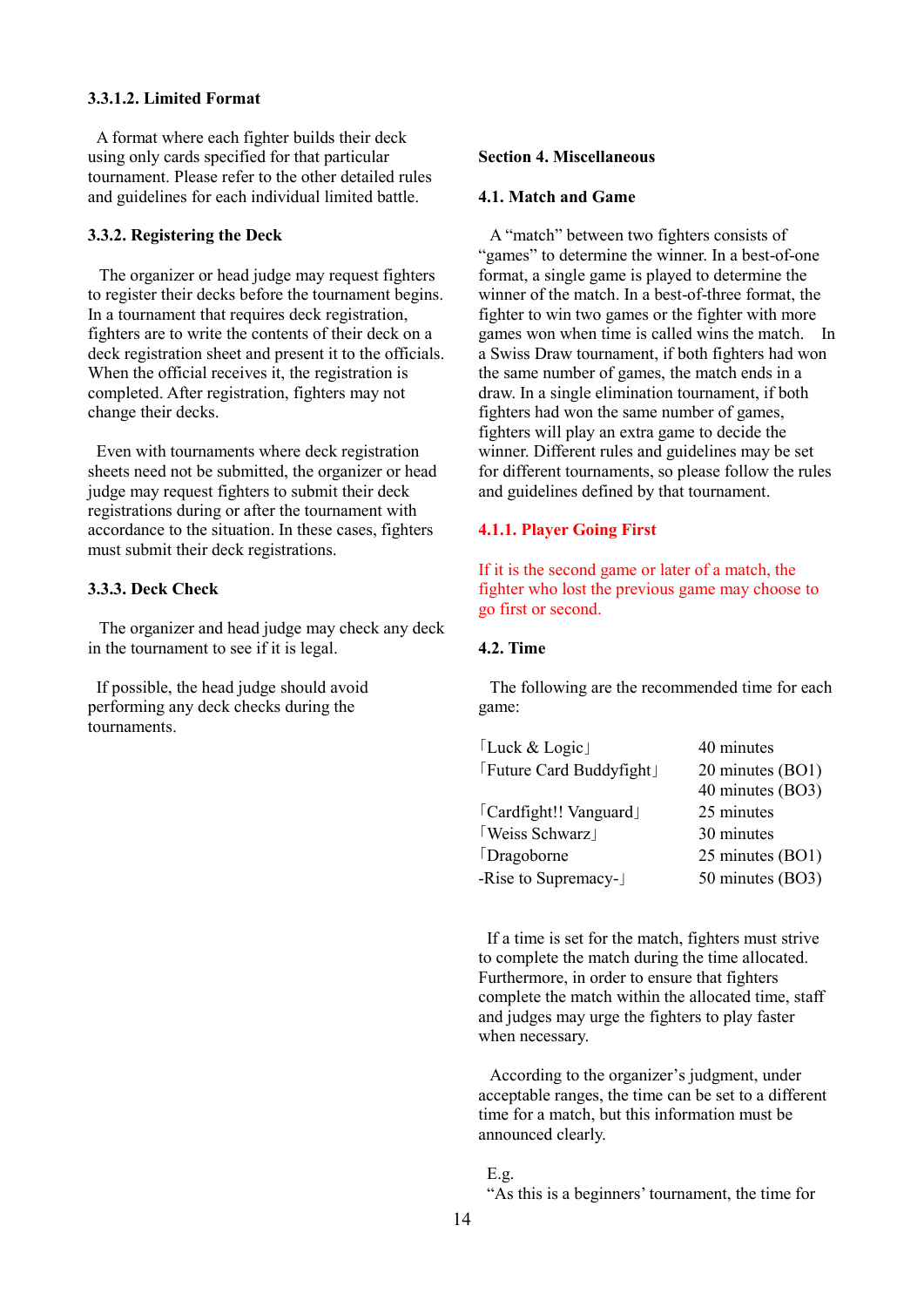#### 3.3.1.2. Limited Format

A format where each fighter builds their deck using only cards specified for that particular tournament. Please refer to the other detailed rules and guidelines for each individual limited battle.

### 3.3.2. Registering the Deck

The organizer or head judge may request fighters to register their decks before the tournament begins. In a tournament that requires deck registration, fighters are to write the contents of their deck on a deck registration sheet and present it to the officials. When the official receives it, the registration is completed. After registration, fighters may not change their decks.

Even with tournaments where deck registration sheets need not be submitted, the organizer or head judge may request fighters to submit their deck registrations during or after the tournament with accordance to the situation. In these cases, fighters must submit their deck registrations.

### 3.3.3. Deck Check

The organizer and head judge may check any deck in the tournament to see if it is legal.

If possible, the head judge should avoid performing any deck checks during the tournaments.

## Section 4. Miscellaneous

### 4.1. Match and Game

A “match” between two fighters consists of “games” to determine the winner. In a best-of-one format, a single game is played to determine the winner of the match. In a best-of-three format, the fighter to win two games or the fighter with more games won when time is called wins the match. In a Swiss Draw tournament, if both fighters had won the same number of games, the match ends in a draw. In a single elimination tournament, if both fighters had won the same number of games, fighters will play an extra game to decide the winner. Different rules and guidelines may be set for different tournaments, so please follow the rules and guidelines defined by that tournament.

#### 4.1.1. Player Going First

If it is the second game or later of a match, the fighter who lost the previous game may choose to go first or second.

### 4.2. Time

The following are the recommended time for each game:

| | |
|---|---|
| 「Luck & Logic」 | 40 minutes |
| 「Future Card Buddyfight」 | 20 minutes (BO1)<br>40 minutes (BO3) |
| 「Cardfight!! Vanguard」 | 25 minutes |
| 「Weiss Schwarz」 | 30 minutes |
| 「Dragoborne -Rise to Supremacy-」 | 25 minutes (BO1)<br>50 minutes (BO3) |

If a time is set for the match, fighters must strive to complete the match during the time allocated. Furthermore, in order to ensure that fighters complete the match within the allocated time, staff and judges may urge the fighters to play faster when necessary.

According to the organizer’s judgment, under acceptable ranges, the time can be set to a different time for a match, but this information must be announced clearly.

E.g.
“As this is a beginners’ tournament, the time for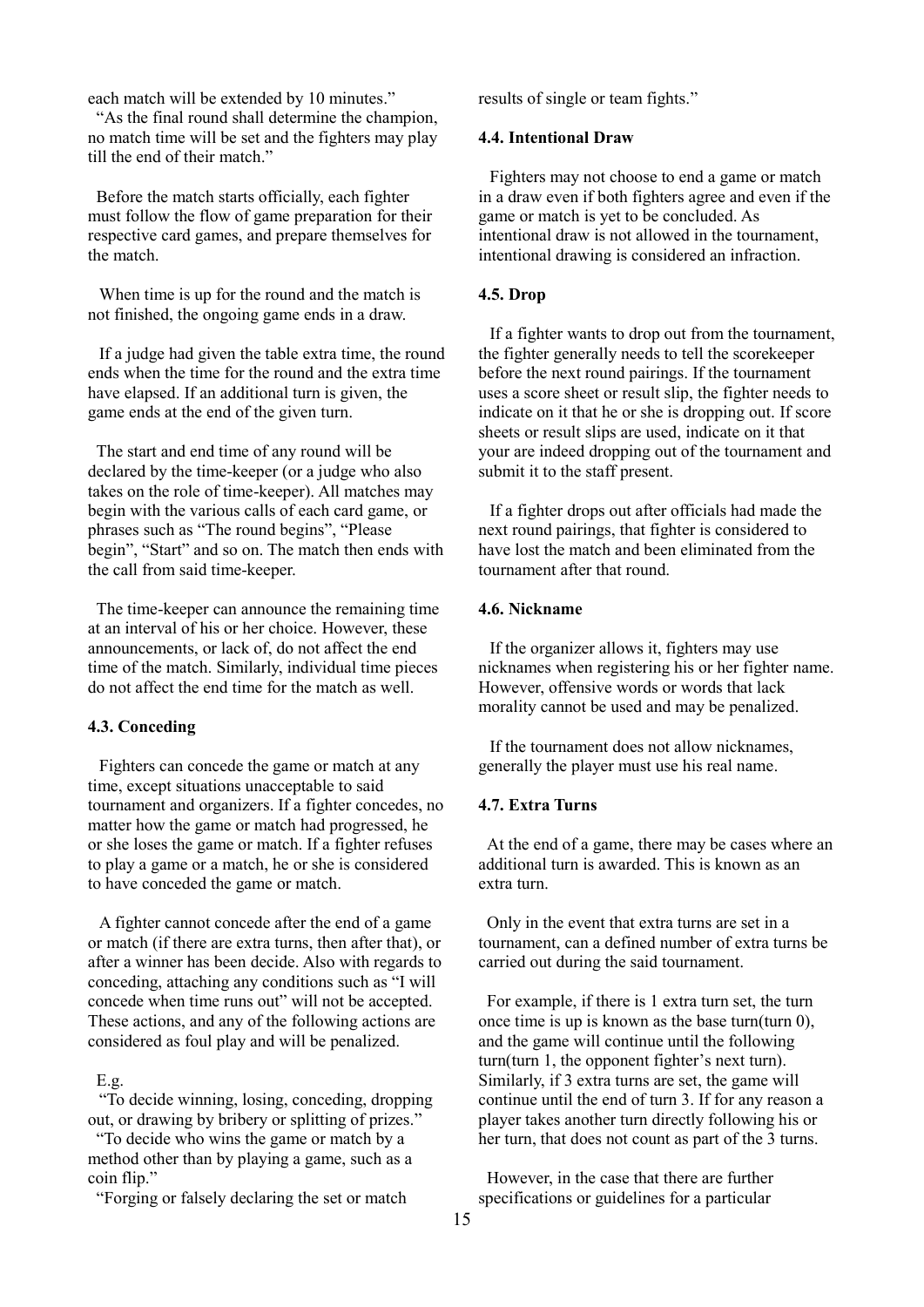each match will be extended by 10 minutes."
"As the final round shall determine the champion, no match time will be set and the fighters may play till the end of their match."

Before the match starts officially, each fighter must follow the flow of game preparation for their respective card games, and prepare themselves for the match.

When time is up for the round and the match is not finished, the ongoing game ends in a draw.

If a judge had given the table extra time, the round ends when the time for the round and the extra time have elapsed. If an additional turn is given, the game ends at the end of the given turn.

The start and end time of any round will be declared by the time-keeper (or a judge who also takes on the role of time-keeper). All matches may begin with the various calls of each card game, or phrases such as "The round begins", "Please begin", "Start" and so on. The match then ends with the call from said time-keeper.

The time-keeper can announce the remaining time at an interval of his or her choice. However, these announcements, or lack of, do not affect the end time of the match. Similarly, individual time pieces do not affect the end time for the match as well.

### 4.3. Conceding

Fighters can concede the game or match at any time, except situations unacceptable to said tournament and organizers. If a fighter concedes, no matter how the game or match had progressed, he or she loses the game or match. If a fighter refuses to play a game or a match, he or she is considered to have conceded the game or match.

A fighter cannot concede after the end of a game or match (if there are extra turns, then after that), or after a winner has been decide. Also with regards to conceding, attaching any conditions such as "I will concede when time runs out" will not be accepted. These actions, and any of the following actions are considered as foul play and will be penalized.

E.g.
"To decide winning, losing, conceding, dropping out, or drawing by bribery or splitting of prizes."
"To decide who wins the game or match by a method other than by playing a game, such as a coin flip."
"Forging or falsely declaring the set or match results of single or team fights."

### 4.4. Intentional Draw

Fighters may not choose to end a game or match in a draw even if both fighters agree and even if the game or match is yet to be concluded. As intentional draw is not allowed in the tournament, intentional drawing is considered an infraction.

### 4.5. Drop

If a fighter wants to drop out from the tournament, the fighter generally needs to tell the scorekeeper before the next round pairings. If the tournament uses a score sheet or result slip, the fighter needs to indicate on it that he or she is dropping out. If score sheets or result slips are used, indicate on it that your are indeed dropping out of the tournament and submit it to the staff present.

If a fighter drops out after officials had made the next round pairings, that fighter is considered to have lost the match and been eliminated from the tournament after that round.

### 4.6. Nickname

If the organizer allows it, fighters may use nicknames when registering his or her fighter name. However, offensive words or words that lack morality cannot be used and may be penalized.

If the tournament does not allow nicknames, generally the player must use his real name.

### 4.7. Extra Turns

At the end of a game, there may be cases where an additional turn is awarded. This is known as an extra turn.

Only in the event that extra turns are set in a tournament, can a defined number of extra turns be carried out during the said tournament.

For example, if there is 1 extra turn set, the turn once time is up is known as the base turn(turn 0), and the game will continue until the following turn(turn 1, the opponent fighter's next turn). Similarly, if 3 extra turns are set, the game will continue until the end of turn 3. If for any reason a player takes another turn directly following his or her turn, that does not count as part of the 3 turns.

However, in the case that there are further specifications or guidelines for a particular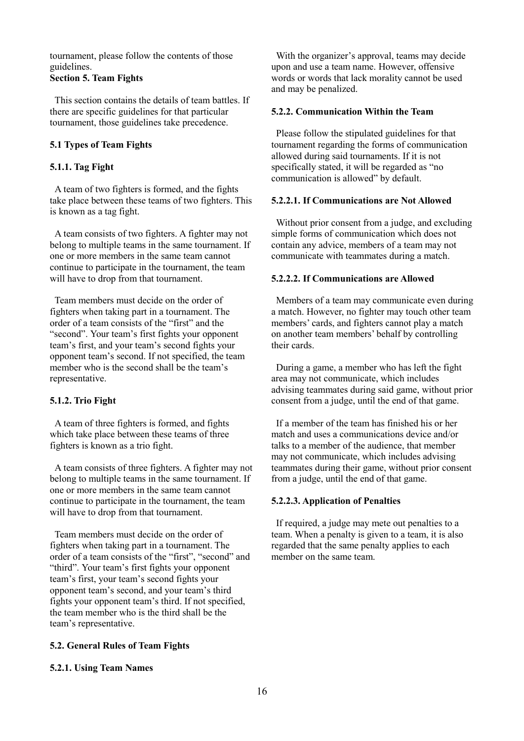tournament, please follow the contents of those guidelines.

## Section 5. Team Fights

This section contains the details of team battles. If there are specific guidelines for that particular tournament, those guidelines take precedence.

### 5.1 Types of Team Fights

#### 5.1.1. Tag Fight

A team of two fighters is formed, and the fights take place between these teams of two fighters. This is known as a tag fight.

A team consists of two fighters. A fighter may not belong to multiple teams in the same tournament. If one or more members in the same team cannot continue to participate in the tournament, the team will have to drop from that tournament.

Team members must decide on the order of fighters when taking part in a tournament. The order of a team consists of the "first" and the "second". Your team's first fights your opponent team's first, and your team's second fights your opponent team's second. If not specified, the team member who is the second shall be the team's representative.

#### 5.1.2. Trio Fight

A team of three fighters is formed, and fights which take place between these teams of three fighters is known as a trio fight.

A team consists of three fighters. A fighter may not belong to multiple teams in the same tournament. If one or more members in the same team cannot continue to participate in the tournament, the team will have to drop from that tournament.

Team members must decide on the order of fighters when taking part in a tournament. The order of a team consists of the "first", "second" and "third". Your team's first fights your opponent team's first, your team's second fights your opponent team's second, and your team's third fights your opponent team's third. If not specified, the team member who is the third shall be the team's representative.

### 5.2. General Rules of Team Fights

#### 5.2.1. Using Team Names

With the organizer's approval, teams may decide upon and use a team name. However, offensive words or words that lack morality cannot be used and may be penalized.

#### 5.2.2. Communication Within the Team

Please follow the stipulated guidelines for that tournament regarding the forms of communication allowed during said tournaments. If it is not specifically stated, it will be regarded as "no communication is allowed" by default.

##### 5.2.2.1. If Communications are Not Allowed

Without prior consent from a judge, and excluding simple forms of communication which does not contain any advice, members of a team may not communicate with teammates during a match.

##### 5.2.2.2. If Communications are Allowed

Members of a team may communicate even during a match. However, no fighter may touch other team members' cards, and fighters cannot play a match on another team members' behalf by controlling their cards.

During a game, a member who has left the fight area may not communicate, which includes advising teammates during said game, without prior consent from a judge, until the end of that game.

If a member of the team has finished his or her match and uses a communications device and/or talks to a member of the audience, that member may not communicate, which includes advising teammates during their game, without prior consent from a judge, until the end of that game.

##### 5.2.2.3. Application of Penalties

If required, a judge may mete out penalties to a team. When a penalty is given to a team, it is also regarded that the same penalty applies to each member on the same team.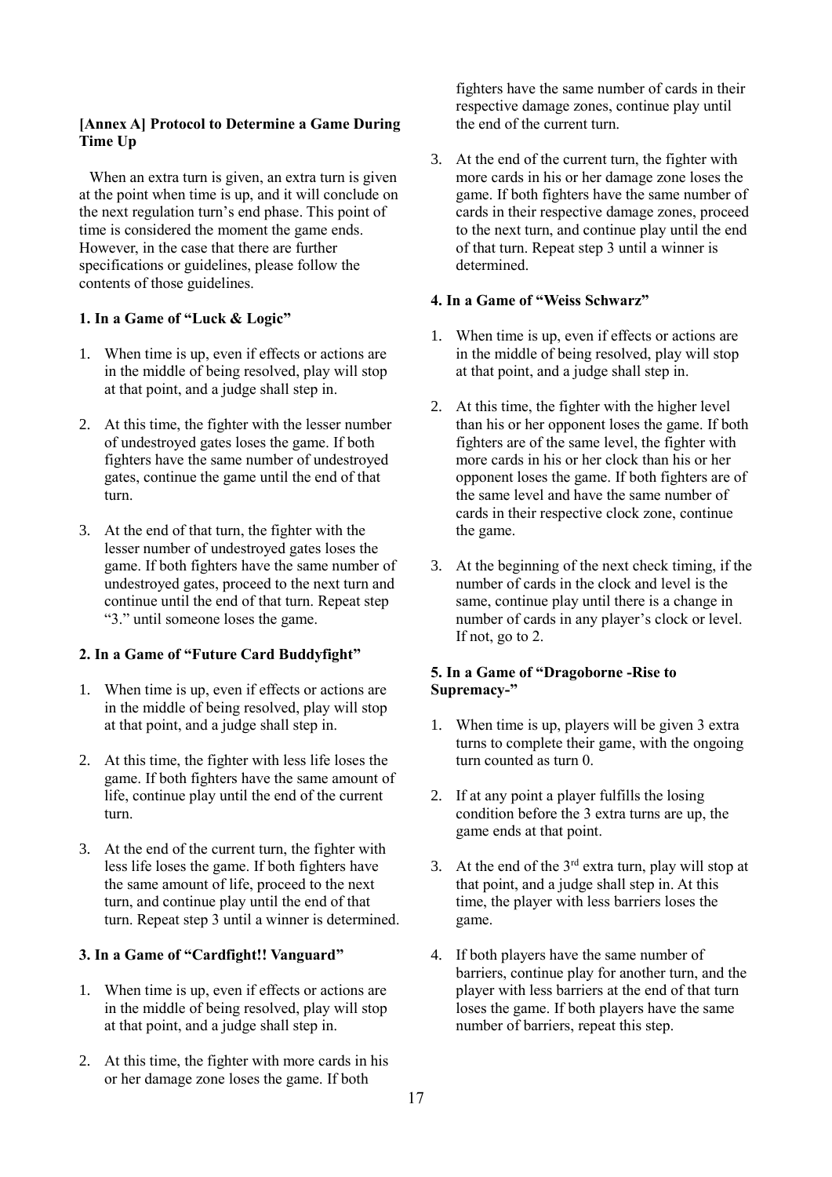**[Annex A] Protocol to Determine a Game During Time Up**

When an extra turn is given, an extra turn is given at the point when time is up, and it will conclude on the next regulation turn's end phase. This point of time is considered the moment the game ends. However, in the case that there are further specifications or guidelines, please follow the contents of those guidelines.

**1. In a Game of "Luck & Logic"**

1. When time is up, even if effects or actions are in the middle of being resolved, play will stop at that point, and a judge shall step in.
2. At this time, the fighter with the lesser number of undestroyed gates loses the game. If both fighters have the same number of undestroyed gates, continue the game until the end of that turn.
3. At the end of that turn, the fighter with the lesser number of undestroyed gates loses the game. If both fighters have the same number of undestroyed gates, proceed to the next turn and continue until the end of that turn. Repeat step "3." until someone loses the game.

**2. In a Game of "Future Card Buddyfight"**

1. When time is up, even if effects or actions are in the middle of being resolved, play will stop at that point, and a judge shall step in.
2. At this time, the fighter with less life loses the game. If both fighters have the same amount of life, continue play until the end of the current turn.
3. At the end of the current turn, the fighter with less life loses the game. If both fighters have the same amount of life, proceed to the next turn, and continue play until the end of that turn. Repeat step 3 until a winner is determined.

**3. In a Game of "Cardfight!! Vanguard"**

1. When time is up, even if effects or actions are in the middle of being resolved, play will stop at that point, and a judge shall step in.
2. At this time, the fighter with more cards in his or her damage zone loses the game. If both fighters have the same number of cards in their respective damage zones, continue play until the end of the current turn.
3. At the end of the current turn, the fighter with more cards in his or her damage zone loses the game. If both fighters have the same number of cards in their respective damage zones, proceed to the next turn, and continue play until the end of that turn. Repeat step 3 until a winner is determined.

**4. In a Game of "Weiss Schwarz"**

1. When time is up, even if effects or actions are in the middle of being resolved, play will stop at that point, and a judge shall step in.
2. At this time, the fighter with the higher level than his or her opponent loses the game. If both fighters are of the same level, the fighter with more cards in his or her clock than his or her opponent loses the game. If both fighters are of the same level and have the same number of cards in their respective clock zone, continue the game.
3. At the beginning of the next check timing, if the number of cards in the clock and level is the same, continue play until there is a change in number of cards in any player's clock or level. If not, go to 2.

**5. In a Game of "Dragoborne -Rise to Supremacy-"**

1. When time is up, players will be given 3 extra turns to complete their game, with the ongoing turn counted as turn 0.
2. If at any point a player fulfills the losing condition before the 3 extra turns are up, the game ends at that point.
3. At the end of the 3rd extra turn, play will stop at that point, and a judge shall step in. At this time, the player with less barriers loses the game.
4. If both players have the same number of barriers, continue play for another turn, and the player with less barriers at the end of that turn loses the game. If both players have the same number of barriers, repeat this step.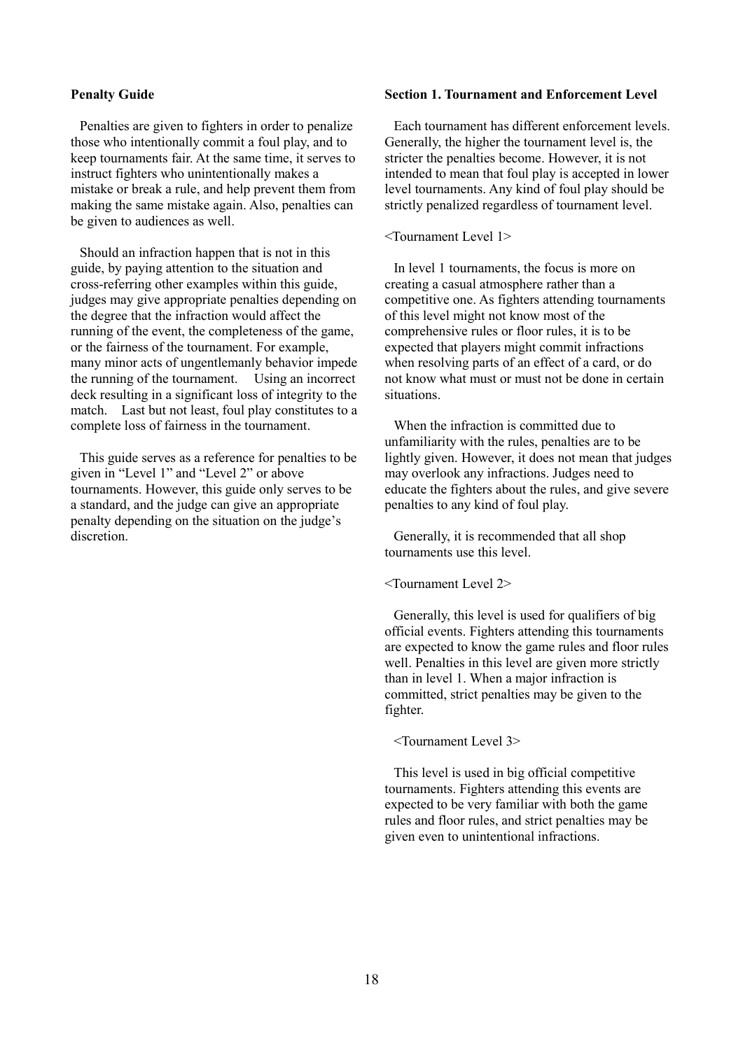## Penalty Guide

Penalties are given to fighters in order to penalize those who intentionally commit a foul play, and to keep tournaments fair. At the same time, it serves to instruct fighters who unintentionally makes a mistake or break a rule, and help prevent them from making the same mistake again. Also, penalties can be given to audiences as well.

Should an infraction happen that is not in this guide, by paying attention to the situation and cross-referring other examples within this guide, judges may give appropriate penalties depending on the degree that the infraction would affect the running of the event, the completeness of the game, or the fairness of the tournament. For example, many minor acts of ungentlemanly behavior impede the running of the tournament. Using an incorrect deck resulting in a significant loss of integrity to the match. Last but not least, foul play constitutes to a complete loss of fairness in the tournament.

This guide serves as a reference for penalties to be given in "Level 1" and "Level 2" or above tournaments. However, this guide only serves to be a standard, and the judge can give an appropriate penalty depending on the situation on the judge's discretion.

## Section 1. Tournament and Enforcement Level

Each tournament has different enforcement levels. Generally, the higher the tournament level is, the stricter the penalties become. However, it is not intended to mean that foul play is accepted in lower level tournaments. Any kind of foul play should be strictly penalized regardless of tournament level.

<Tournament Level 1>

In level 1 tournaments, the focus is more on creating a casual atmosphere rather than a competitive one. As fighters attending tournaments of this level might not know most of the comprehensive rules or floor rules, it is to be expected that players might commit infractions when resolving parts of an effect of a card, or do not know what must or must not be done in certain situations.

When the infraction is committed due to unfamiliarity with the rules, penalties are to be lightly given. However, it does not mean that judges may overlook any infractions. Judges need to educate the fighters about the rules, and give severe penalties to any kind of foul play.

Generally, it is recommended that all shop tournaments use this level.

<Tournament Level 2>

Generally, this level is used for qualifiers of big official events. Fighters attending this tournaments are expected to know the game rules and floor rules well. Penalties in this level are given more strictly than in level 1. When a major infraction is committed, strict penalties may be given to the fighter.

<Tournament Level 3>

This level is used in big official competitive tournaments. Fighters attending this events are expected to be very familiar with both the game rules and floor rules, and strict penalties may be given even to unintentional infractions.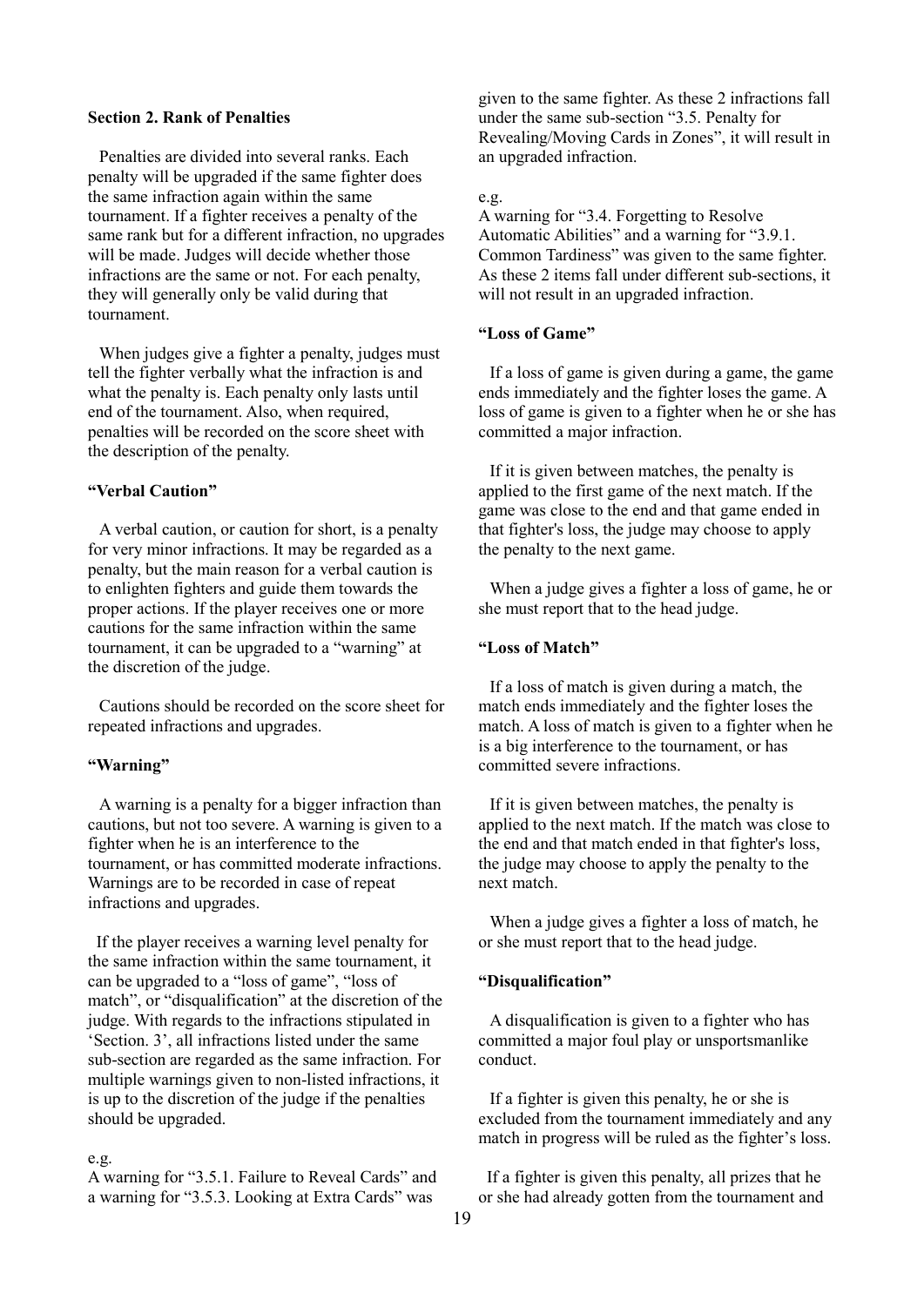**Section 2. Rank of Penalties**

Penalties are divided into several ranks. Each penalty will be upgraded if the same fighter does the same infraction again within the same tournament. If a fighter receives a penalty of the same rank but for a different infraction, no upgrades will be made. Judges will decide whether those infractions are the same or not. For each penalty, they will generally only be valid during that tournament.

When judges give a fighter a penalty, judges must tell the fighter verbally what the infraction is and what the penalty is. Each penalty only lasts until end of the tournament. Also, when required, penalties will be recorded on the score sheet with the description of the penalty.

**"Verbal Caution"**

A verbal caution, or caution for short, is a penalty for very minor infractions. It may be regarded as a penalty, but the main reason for a verbal caution is to enlighten fighters and guide them towards the proper actions. If the player receives one or more cautions for the same infraction within the same tournament, it can be upgraded to a "warning" at the discretion of the judge.

Cautions should be recorded on the score sheet for repeated infractions and upgrades.

**"Warning"**

A warning is a penalty for a bigger infraction than cautions, but not too severe. A warning is given to a fighter when he is an interference to the tournament, or has committed moderate infractions. Warnings are to be recorded in case of repeat infractions and upgrades.

If the player receives a warning level penalty for the same infraction within the same tournament, it can be upgraded to a "loss of game", "loss of match", or "disqualification" at the discretion of the judge. With regards to the infractions stipulated in 'Section. 3', all infractions listed under the same sub-section are regarded as the same infraction. For multiple warnings given to non-listed infractions, it is up to the discretion of the judge if the penalties should be upgraded.

e.g.
A warning for "3.5.1. Failure to Reveal Cards" and a warning for "3.5.3. Looking at Extra Cards" was given to the same fighter. As these 2 infractions fall under the same sub-section "3.5. Penalty for Revealing/Moving Cards in Zones", it will result in an upgraded infraction.

e.g.
A warning for "3.4. Forgetting to Resolve Automatic Abilities" and a warning for "3.9.1. Common Tardiness" was given to the same fighter. As these 2 items fall under different sub-sections, it will not result in an upgraded infraction.

**"Loss of Game"**

If a loss of game is given during a game, the game ends immediately and the fighter loses the game. A loss of game is given to a fighter when he or she has committed a major infraction.

If it is given between matches, the penalty is applied to the first game of the next match. If the game was close to the end and that game ended in that fighter's loss, the judge may choose to apply the penalty to the next game.

When a judge gives a fighter a loss of game, he or she must report that to the head judge.

**"Loss of Match"**

If a loss of match is given during a match, the match ends immediately and the fighter loses the match. A loss of match is given to a fighter when he is a big interference to the tournament, or has committed severe infractions.

If it is given between matches, the penalty is applied to the next match. If the match was close to the end and that match ended in that fighter's loss, the judge may choose to apply the penalty to the next match.

When a judge gives a fighter a loss of match, he or she must report that to the head judge.

**"Disqualification"**

A disqualification is given to a fighter who has committed a major foul play or unsportsmanlike conduct.

If a fighter is given this penalty, he or she is excluded from the tournament immediately and any match in progress will be ruled as the fighter's loss.

If a fighter is given this penalty, all prizes that he or she had already gotten from the tournament and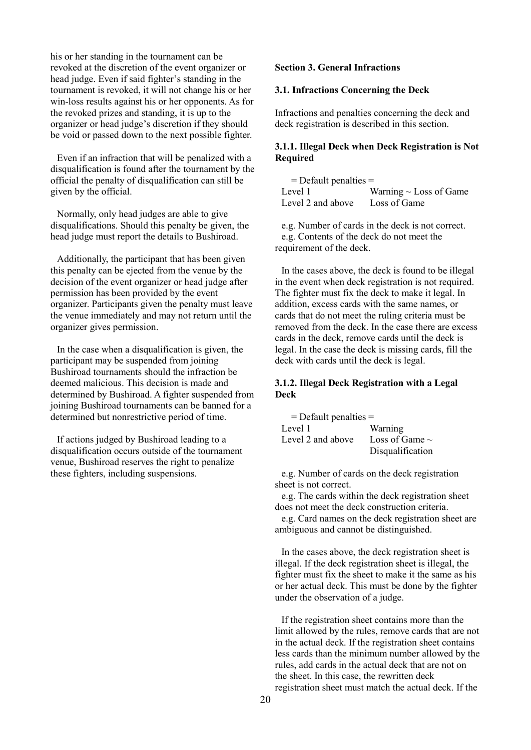his or her standing in the tournament can be revoked at the discretion of the event organizer or head judge. Even if said fighter's standing in the tournament is revoked, it will not change his or her win-loss results against his or her opponents. As for the revoked prizes and standing, it is up to the organizer or head judge's discretion if they should be void or passed down to the next possible fighter.

Even if an infraction that will be penalized with a disqualification is found after the tournament by the official the penalty of disqualification can still be given by the official.

Normally, only head judges are able to give disqualifications. Should this penalty be given, the head judge must report the details to Bushiroad.

Additionally, the participant that has been given this penalty can be ejected from the venue by the decision of the event organizer or head judge after permission has been provided by the event organizer. Participants given the penalty must leave the venue immediately and may not return until the organizer gives permission.

In the case when a disqualification is given, the participant may be suspended from joining Bushiroad tournaments should the infraction be deemed malicious. This decision is made and determined by Bushiroad. A fighter suspended from joining Bushiroad tournaments can be banned for a determined but nonrestrictive period of time.

If actions judged by Bushiroad leading to a disqualification occurs outside of the tournament venue, Bushiroad reserves the right to penalize these fighters, including suspensions.

**Section 3. General Infractions**

**3.1. Infractions Concerning the Deck**

Infractions and penalties concerning the deck and deck registration is described in this section.

**3.1.1. Illegal Deck when Deck Registration is Not Required**

= Default penalties =

| Level | Penalty |
| --- | --- |
| Level 1 | Warning ~ Loss of Game |
| Level 2 and above | Loss of Game |

e.g. Number of cards in the deck is not correct.
e.g. Contents of the deck do not meet the requirement of the deck.

In the cases above, the deck is found to be illegal in the event when deck registration is not required. The fighter must fix the deck to make it legal. In addition, excess cards with the same names, or cards that do not meet the ruling criteria must be removed from the deck. In the case there are excess cards in the deck, remove cards until the deck is legal. In the case the deck is missing cards, fill the deck with cards until the deck is legal.

**3.1.2. Illegal Deck Registration with a Legal Deck**

= Default penalties =

| Level | Penalty |
| --- | --- |
| Level 1 | Warning |
| Level 2 and above | Loss of Game ~ Disqualification |

e.g. Number of cards on the deck registration sheet is not correct.
e.g. The cards within the deck registration sheet does not meet the deck construction criteria.
e.g. Card names on the deck registration sheet are ambiguous and cannot be distinguished.

In the cases above, the deck registration sheet is illegal. If the deck registration sheet is illegal, the fighter must fix the sheet to make it the same as his or her actual deck. This must be done by the fighter under the observation of a judge.

If the registration sheet contains more than the limit allowed by the rules, remove cards that are not in the actual deck. If the registration sheet contains less cards than the minimum number allowed by the rules, add cards in the actual deck that are not on the sheet. In this case, the rewritten deck registration sheet must match the actual deck. If the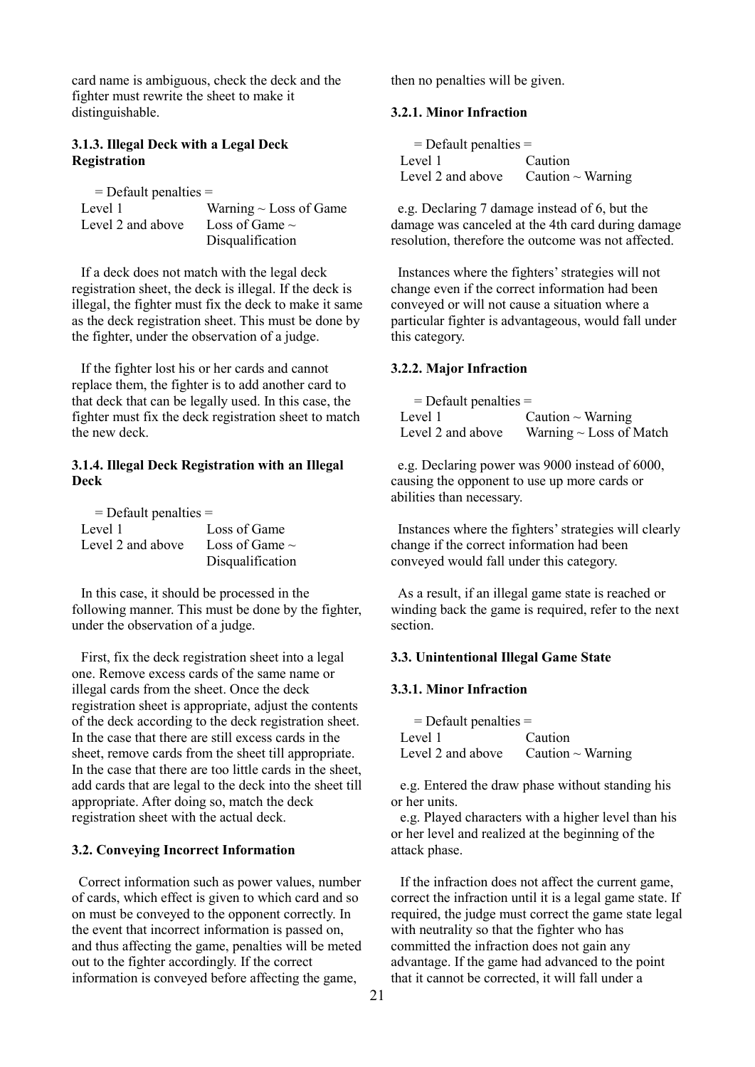card name is ambiguous, check the deck and the fighter must rewrite the sheet to make it distinguishable.

### 3.1.3. Illegal Deck with a Legal Deck Registration

= Default penalties =

| | |
|---|---|
| Level 1 | Warning ~ Loss of Game |
| Level 2 and above | Loss of Game ~ Disqualification |

If a deck does not match with the legal deck registration sheet, the deck is illegal. If the deck is illegal, the fighter must fix the deck to make it same as the deck registration sheet. This must be done by the fighter, under the observation of a judge.

If the fighter lost his or her cards and cannot replace them, the fighter is to add another card to that deck that can be legally used. In this case, the fighter must fix the deck registration sheet to match the new deck.

### 3.1.4. Illegal Deck Registration with an Illegal Deck

= Default penalties =

| | |
|---|---|
| Level 1 | Loss of Game |
| Level 2 and above | Loss of Game ~ Disqualification |

In this case, it should be processed in the following manner. This must be done by the fighter, under the observation of a judge.

First, fix the deck registration sheet into a legal one. Remove excess cards of the same name or illegal cards from the sheet. Once the deck registration sheet is appropriate, adjust the contents of the deck according to the deck registration sheet. In the case that there are still excess cards in the sheet, remove cards from the sheet till appropriate. In the case that there are too little cards in the sheet, add cards that are legal to the deck into the sheet till appropriate. After doing so, match the deck registration sheet with the actual deck.

### 3.2. Conveying Incorrect Information

Correct information such as power values, number of cards, which effect is given to which card and so on must be conveyed to the opponent correctly. In the event that incorrect information is passed on, and thus affecting the game, penalties will be meted out to the fighter accordingly. If the correct information is conveyed before affecting the game, then no penalties will be given.

### 3.2.1. Minor Infraction

= Default penalties =

| | |
|---|---|
| Level 1 | Caution |
| Level 2 and above | Caution ~ Warning |

e.g. Declaring 7 damage instead of 6, but the damage was canceled at the 4th card during damage resolution, therefore the outcome was not affected.

Instances where the fighters' strategies will not change even if the correct information had been conveyed or will not cause a situation where a particular fighter is advantageous, would fall under this category.

### 3.2.2. Major Infraction

= Default penalties =

| | |
|---|---|
| Level 1 | Caution ~ Warning |
| Level 2 and above | Warning ~ Loss of Match |

e.g. Declaring power was 9000 instead of 6000, causing the opponent to use up more cards or abilities than necessary.

Instances where the fighters' strategies will clearly change if the correct information had been conveyed would fall under this category.

As a result, if an illegal game state is reached or winding back the game is required, refer to the next section.

### 3.3. Unintentional Illegal Game State

### 3.3.1. Minor Infraction

= Default penalties =

| | |
|---|---|
| Level 1 | Caution |
| Level 2 and above | Caution ~ Warning |

e.g. Entered the draw phase without standing his or her units.

e.g. Played characters with a higher level than his or her level and realized at the beginning of the attack phase.

If the infraction does not affect the current game, correct the infraction until it is a legal game state. If required, the judge must correct the game state legal with neutrality so that the fighter who has committed the infraction does not gain any advantage. If the game had advanced to the point that it cannot be corrected, it will fall under a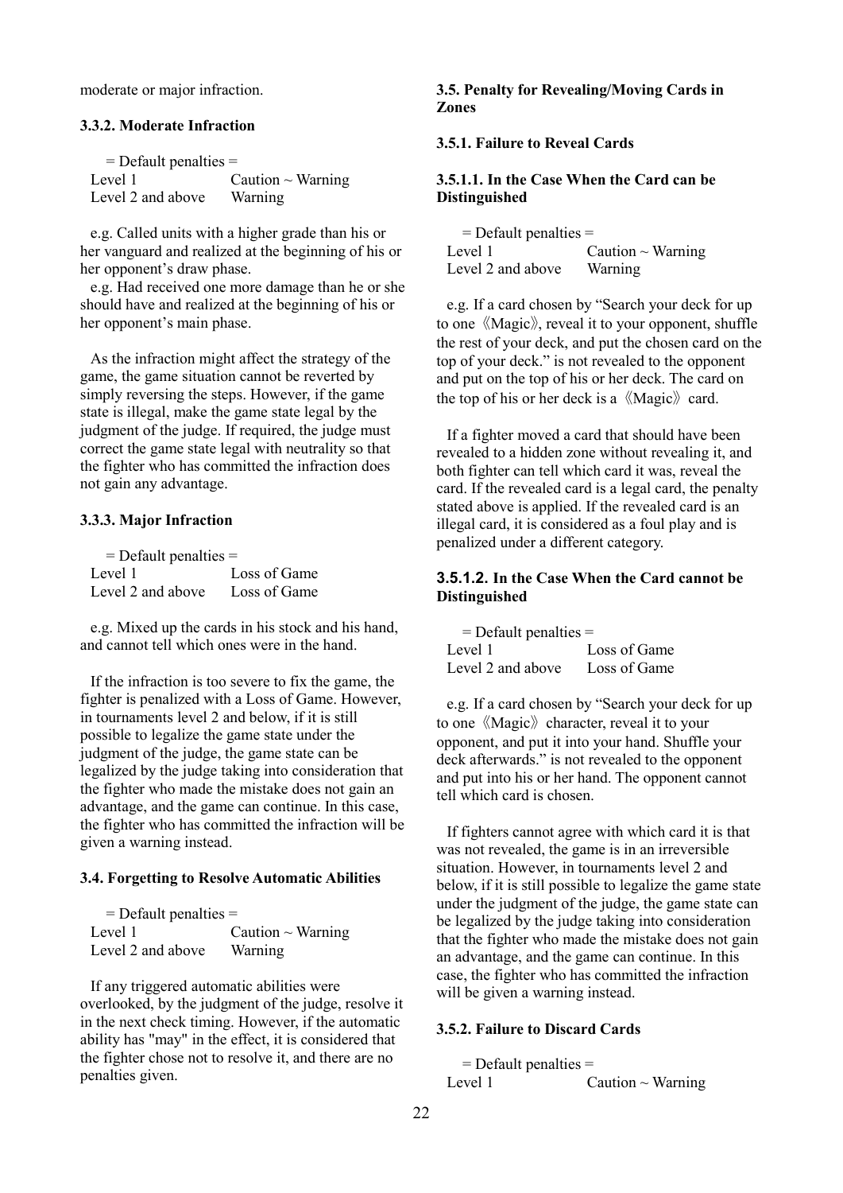moderate or major infraction.

### 3.3.2. Moderate Infraction

= Default penalties =

| | |
|---|---|
| Level 1 | Caution ~ Warning |
| Level 2 and above | Warning |

e.g. Called units with a higher grade than his or her vanguard and realized at the beginning of his or her opponent's draw phase.

e.g. Had received one more damage than he or she should have and realized at the beginning of his or her opponent's main phase.

As the infraction might affect the strategy of the game, the game situation cannot be reverted by simply reversing the steps. However, if the game state is illegal, make the game state legal by the judgment of the judge. If required, the judge must correct the game state legal with neutrality so that the fighter who has committed the infraction does not gain any advantage.

### 3.3.3. Major Infraction

= Default penalties =

| | |
|---|---|
| Level 1 | Loss of Game |
| Level 2 and above | Loss of Game |

e.g. Mixed up the cards in his stock and his hand, and cannot tell which ones were in the hand.

If the infraction is too severe to fix the game, the fighter is penalized with a Loss of Game. However, in tournaments level 2 and below, if it is still possible to legalize the game state under the judgment of the judge, the game state can be legalized by the judge taking into consideration that the fighter who made the mistake does not gain an advantage, and the game can continue. In this case, the fighter who has committed the infraction will be given a warning instead.

### 3.4. Forgetting to Resolve Automatic Abilities

= Default penalties =

| | |
|---|---|
| Level 1 | Caution ~ Warning |
| Level 2 and above | Warning |

If any triggered automatic abilities were overlooked, by the judgment of the judge, resolve it in the next check timing. However, if the automatic ability has "may" in the effect, it is considered that the fighter chose not to resolve it, and there are no penalties given.

### 3.5. Penalty for Revealing/Moving Cards in Zones

### 3.5.1. Failure to Reveal Cards

### 3.5.1.1. In the Case When the Card can be Distinguished

= Default penalties =

| | |
|---|---|
| Level 1 | Caution ~ Warning |
| Level 2 and above | Warning |

e.g. If a card chosen by "Search your deck for up to one《Magic》, reveal it to your opponent, shuffle the rest of your deck, and put the chosen card on the top of your deck." is not revealed to the opponent and put on the top of his or her deck. The card on the top of his or her deck is a《Magic》card.

If a fighter moved a card that should have been revealed to a hidden zone without revealing it, and both fighter can tell which card it was, reveal the card. If the revealed card is a legal card, the penalty stated above is applied. If the revealed card is an illegal card, it is considered as a foul play and is penalized under a different category.

### 3.5.1.2. In the Case When the Card cannot be Distinguished

= Default penalties =

| | |
|---|---|
| Level 1 | Loss of Game |
| Level 2 and above | Loss of Game |

e.g. If a card chosen by "Search your deck for up to one《Magic》character, reveal it to your opponent, and put it into your hand. Shuffle your deck afterwards." is not revealed to the opponent and put into his or her hand. The opponent cannot tell which card is chosen.

If fighters cannot agree with which card it is that was not revealed, the game is in an irreversible situation. However, in tournaments level 2 and below, if it is still possible to legalize the game state under the judgment of the judge, the game state can be legalized by the judge taking into consideration that the fighter who made the mistake does not gain an advantage, and the game can continue. In this case, the fighter who has committed the infraction will be given a warning instead.

### 3.5.2. Failure to Discard Cards

= Default penalties =

| | |
|---|---|
| Level 1 | Caution ~ Warning |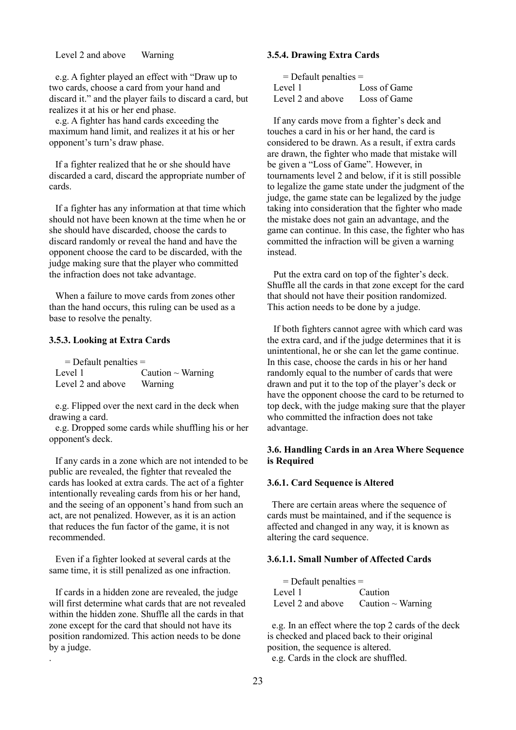Level 2 and above Warning

e.g. A fighter played an effect with "Draw up to two cards, choose a card from your hand and discard it." and the player fails to discard a card, but realizes it at his or her end phase.

e.g. A fighter has hand cards exceeding the maximum hand limit, and realizes it at his or her opponent's turn's draw phase.

If a fighter realized that he or she should have discarded a card, discard the appropriate number of cards.

If a fighter has any information at that time which should not have been known at the time when he or she should have discarded, choose the cards to discard randomly or reveal the hand and have the opponent choose the card to be discarded, with the judge making sure that the player who committed the infraction does not take advantage.

When a failure to move cards from zones other than the hand occurs, this ruling can be used as a base to resolve the penalty.

### 3.5.3. Looking at Extra Cards

= Default penalties =

| | |
|---|---|
| Level 1 | Caution ~ Warning |
| Level 2 and above | Warning |

e.g. Flipped over the next card in the deck when drawing a card.

e.g. Dropped some cards while shuffling his or her opponent's deck.

If any cards in a zone which are not intended to be public are revealed, the fighter that revealed the cards has looked at extra cards. The act of a fighter intentionally revealing cards from his or her hand, and the seeing of an opponent's hand from such an act, are not penalized. However, as it is an action that reduces the fun factor of the game, it is not recommended.

Even if a fighter looked at several cards at the same time, it is still penalized as one infraction.

If cards in a hidden zone are revealed, the judge will first determine what cards that are not revealed within the hidden zone. Shuffle all the cards in that zone except for the card that should not have its position randomized. This action needs to be done by a judge.

.

### 3.5.4. Drawing Extra Cards

= Default penalties =

| | |
|---|---|
| Level 1 | Loss of Game |
| Level 2 and above | Loss of Game |

If any cards move from a fighter's deck and touches a card in his or her hand, the card is considered to be drawn. As a result, if extra cards are drawn, the fighter who made that mistake will be given a "Loss of Game". However, in tournaments level 2 and below, if it is still possible to legalize the game state under the judgment of the judge, the game state can be legalized by the judge taking into consideration that the fighter who made the mistake does not gain an advantage, and the game can continue. In this case, the fighter who has committed the infraction will be given a warning instead.

Put the extra card on top of the fighter's deck. Shuffle all the cards in that zone except for the card that should not have their position randomized. This action needs to be done by a judge.

If both fighters cannot agree with which card was the extra card, and if the judge determines that it is unintentional, he or she can let the game continue. In this case, choose the cards in his or her hand randomly equal to the number of cards that were drawn and put it to the top of the player's deck or have the opponent choose the card to be returned to top deck, with the judge making sure that the player who committed the infraction does not take advantage.

## 3.6. Handling Cards in an Area Where Sequence is Required

### 3.6.1. Card Sequence is Altered

There are certain areas where the sequence of cards must be maintained, and if the sequence is affected and changed in any way, it is known as altering the card sequence.

#### 3.6.1.1. Small Number of Affected Cards

= Default penalties =

| | |
|---|---|
| Level 1 | Caution |
| Level 2 and above | Caution ~ Warning |

e.g. In an effect where the top 2 cards of the deck is checked and placed back to their original position, the sequence is altered.

e.g. Cards in the clock are shuffled.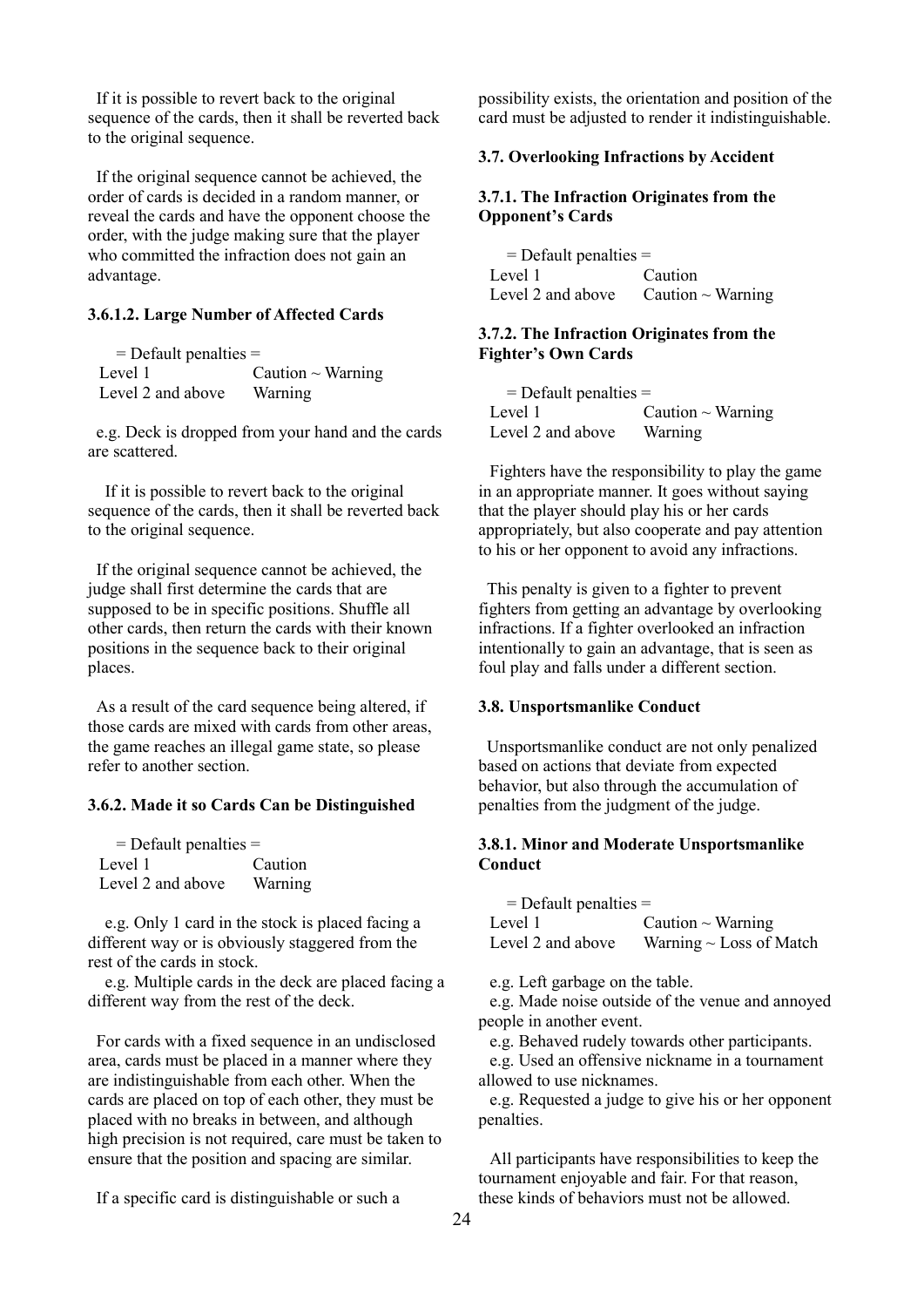If it is possible to revert back to the original sequence of the cards, then it shall be reverted back to the original sequence.

If the original sequence cannot be achieved, the order of cards is decided in a random manner, or reveal the cards and have the opponent choose the order, with the judge making sure that the player who committed the infraction does not gain an advantage.

#### 3.6.1.2. Large Number of Affected Cards

= Default penalties =

| Level 1 | Caution ~ Warning |
|---|---|
| Level 2 and above | Warning |

e.g. Deck is dropped from your hand and the cards are scattered.

If it is possible to revert back to the original sequence of the cards, then it shall be reverted back to the original sequence.

If the original sequence cannot be achieved, the judge shall first determine the cards that are supposed to be in specific positions. Shuffle all other cards, then return the cards with their known positions in the sequence back to their original places.

As a result of the card sequence being altered, if those cards are mixed with cards from other areas, the game reaches an illegal game state, so please refer to another section.

#### 3.6.2. Made it so Cards Can be Distinguished

= Default penalties =

| Level 1 | Caution |
|---|---|
| Level 2 and above | Warning |

e.g. Only 1 card in the stock is placed facing a different way or is obviously staggered from the rest of the cards in stock.

e.g. Multiple cards in the deck are placed facing a different way from the rest of the deck.

For cards with a fixed sequence in an undisclosed area, cards must be placed in a manner where they are indistinguishable from each other. When the cards are placed on top of each other, they must be placed with no breaks in between, and although high precision is not required, care must be taken to ensure that the position and spacing are similar.

If a specific card is distinguishable or such a possibility exists, the orientation and position of the card must be adjusted to render it indistinguishable.

### 3.7. Overlooking Infractions by Accident

#### 3.7.1. The Infraction Originates from the Opponent's Cards

= Default penalties =

| Level 1 | Caution |
|---|---|
| Level 2 and above | Caution ~ Warning |

#### 3.7.2. The Infraction Originates from the Fighter's Own Cards

= Default penalties =

| Level 1 | Caution ~ Warning |
|---|---|
| Level 2 and above | Warning |

Fighters have the responsibility to play the game in an appropriate manner. It goes without saying that the player should play his or her cards appropriately, but also cooperate and pay attention to his or her opponent to avoid any infractions.

This penalty is given to a fighter to prevent fighters from getting an advantage by overlooking infractions. If a fighter overlooked an infraction intentionally to gain an advantage, that is seen as foul play and falls under a different section.

### 3.8. Unsportsmanlike Conduct

Unsportsmanlike conduct are not only penalized based on actions that deviate from expected behavior, but also through the accumulation of penalties from the judgment of the judge.

#### 3.8.1. Minor and Moderate Unsportsmanlike Conduct

= Default penalties =

| Level 1 | Caution ~ Warning |
|---|---|
| Level 2 and above | Warning ~ Loss of Match |

e.g. Left garbage on the table.
e.g. Made noise outside of the venue and annoyed people in another event.
e.g. Behaved rudely towards other participants.
e.g. Used an offensive nickname in a tournament allowed to use nicknames.
e.g. Requested a judge to give his or her opponent penalties.

All participants have responsibilities to keep the tournament enjoyable and fair. For that reason, these kinds of behaviors must not be allowed.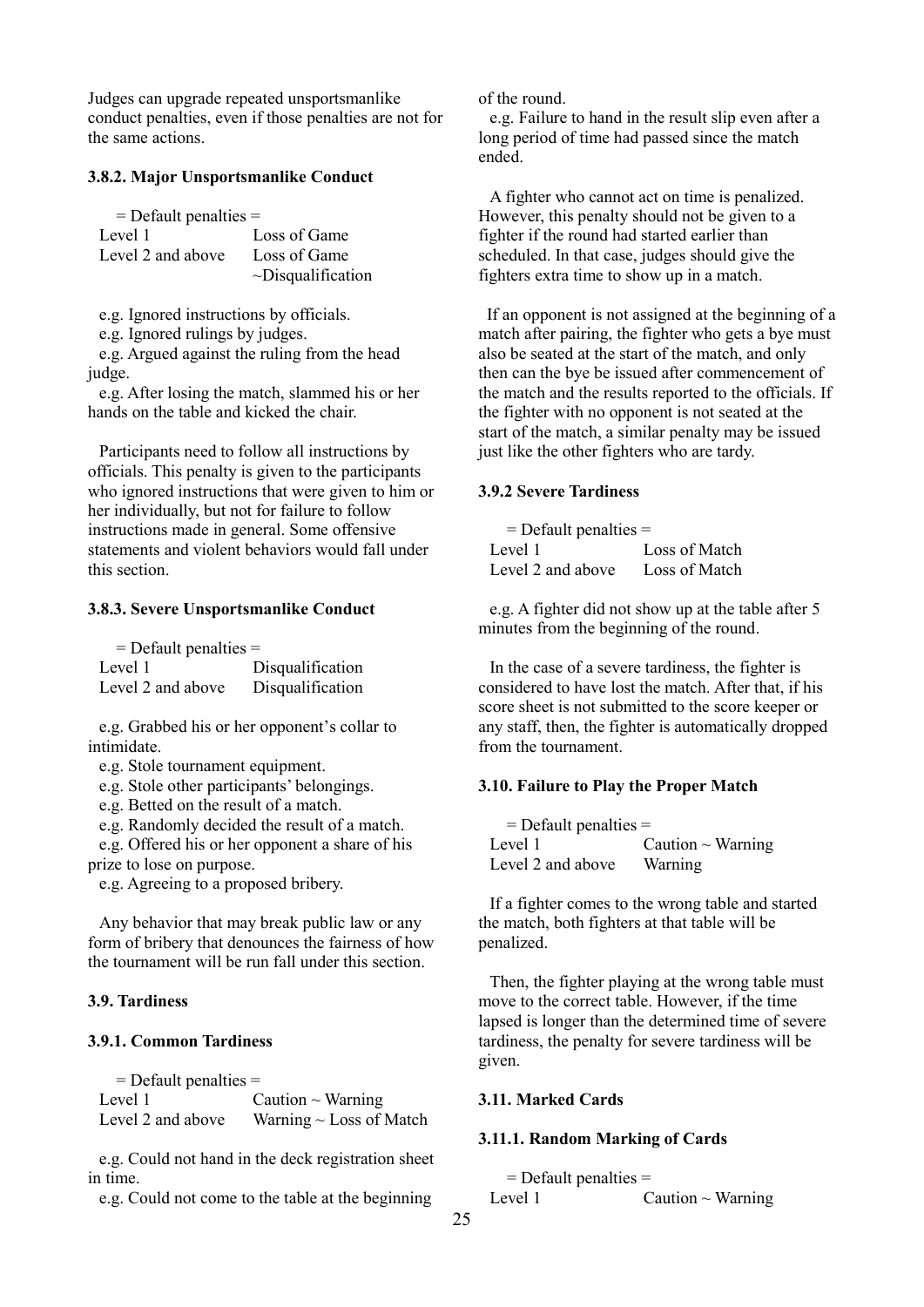Judges can upgrade repeated unsportsmanlike conduct penalties, even if those penalties are not for the same actions.

#### 3.8.2. Major Unsportsmanlike Conduct

= Default penalties =

| Level | Penalty |
|---|---|
| Level 1 | Loss of Game |
| Level 2 and above | Loss of Game ~Disqualification |

e.g. Ignored instructions by officials.
e.g. Ignored rulings by judges.
e.g. Argued against the ruling from the head judge.
e.g. After losing the match, slammed his or her hands on the table and kicked the chair.

Participants need to follow all instructions by officials. This penalty is given to the participants who ignored instructions that were given to him or her individually, but not for failure to follow instructions made in general. Some offensive statements and violent behaviors would fall under this section.

#### 3.8.3. Severe Unsportsmanlike Conduct

= Default penalties =

| Level | Penalty |
|---|---|
| Level 1 | Disqualification |
| Level 2 and above | Disqualification |

e.g. Grabbed his or her opponent's collar to intimidate.
e.g. Stole tournament equipment.
e.g. Stole other participants' belongings.
e.g. Betted on the result of a match.
e.g. Randomly decided the result of a match.
e.g. Offered his or her opponent a share of his prize to lose on purpose.
e.g. Agreeing to a proposed bribery.

Any behavior that may break public law or any form of bribery that denounces the fairness of how the tournament will be run fall under this section.

### 3.9. Tardiness

#### 3.9.1. Common Tardiness

= Default penalties =

| Level | Penalty |
|---|---|
| Level 1 | Caution ~ Warning |
| Level 2 and above | Warning ~ Loss of Match |

e.g. Could not hand in the deck registration sheet in time.
e.g. Could not come to the table at the beginning of the round.
e.g. Failure to hand in the result slip even after a long period of time had passed since the match ended.

A fighter who cannot act on time is penalized. However, this penalty should not be given to a fighter if the round had started earlier than scheduled. In that case, judges should give the fighters extra time to show up in a match.

If an opponent is not assigned at the beginning of a match after pairing, the fighter who gets a bye must also be seated at the start of the match, and only then can the bye be issued after commencement of the match and the results reported to the officials. If the fighter with no opponent is not seated at the start of the match, a similar penalty may be issued just like the other fighters who are tardy.

#### 3.9.2 Severe Tardiness

= Default penalties =

| Level | Penalty |
|---|---|
| Level 1 | Loss of Match |
| Level 2 and above | Loss of Match |

e.g. A fighter did not show up at the table after 5 minutes from the beginning of the round.

In the case of a severe tardiness, the fighter is considered to have lost the match. After that, if his score sheet is not submitted to the score keeper or any staff, then, the fighter is automatically dropped from the tournament.

### 3.10. Failure to Play the Proper Match

= Default penalties =

| Level | Penalty |
|---|---|
| Level 1 | Caution ~ Warning |
| Level 2 and above | Warning |

If a fighter comes to the wrong table and started the match, both fighters at that table will be penalized.

Then, the fighter playing at the wrong table must move to the correct table. However, if the time lapsed is longer than the determined time of severe tardiness, the penalty for severe tardiness will be given.

### 3.11. Marked Cards

#### 3.11.1. Random Marking of Cards

= Default penalties =

| Level | Penalty |
|---|---|
| Level 1 | Caution ~ Warning |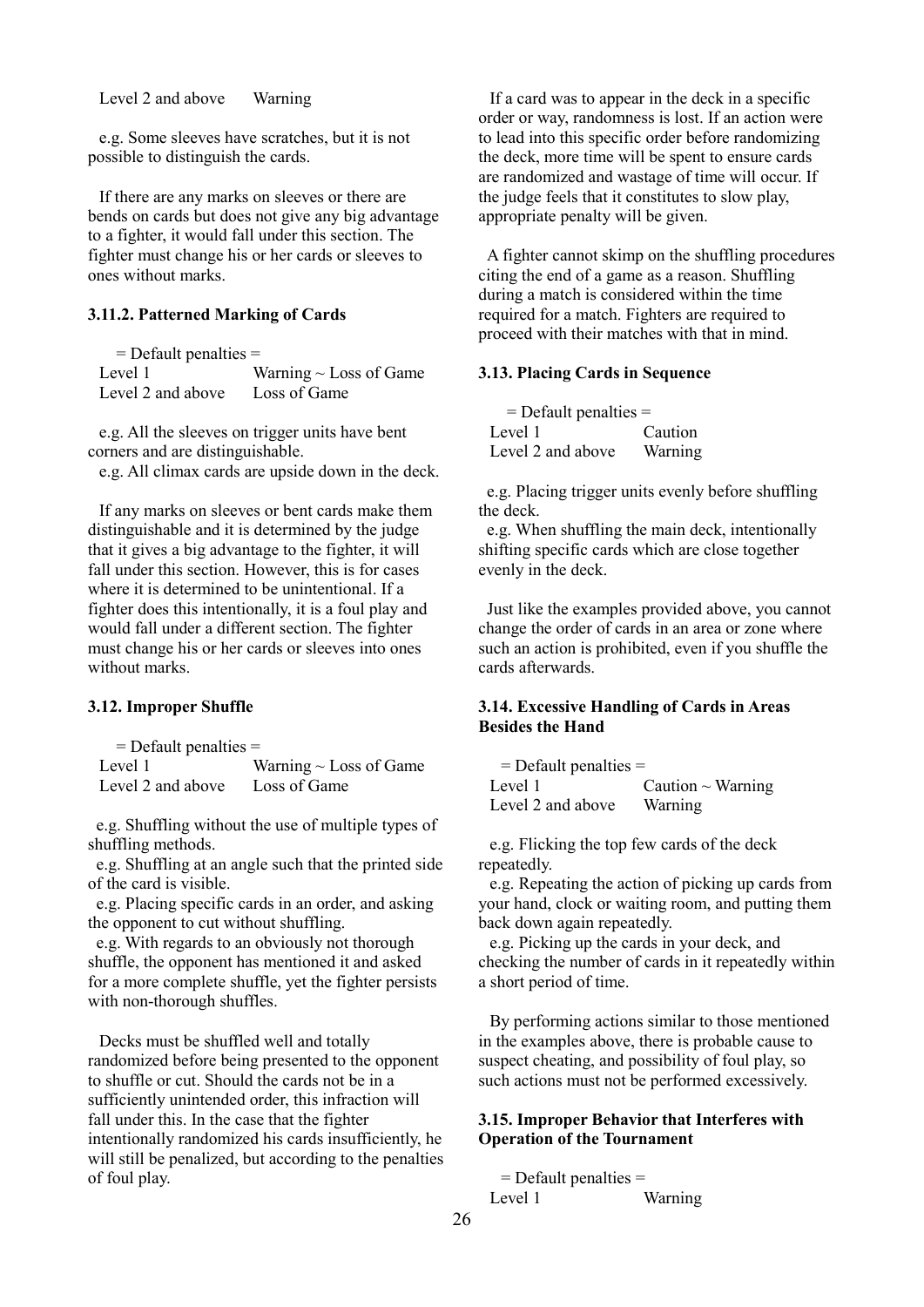Level 2 and above Warning

e.g. Some sleeves have scratches, but it is not possible to distinguish the cards.

If there are any marks on sleeves or there are bends on cards but does not give any big advantage to a fighter, it would fall under this section. The fighter must change his or her cards or sleeves to ones without marks.

### 3.11.2. Patterned Marking of Cards

= Default penalties =

| | |
|---|---|
| Level 1 | Warning ~ Loss of Game |
| Level 2 and above | Loss of Game |

e.g. All the sleeves on trigger units have bent corners and are distinguishable.
e.g. All climax cards are upside down in the deck.

If any marks on sleeves or bent cards make them distinguishable and it is determined by the judge that it gives a big advantage to the fighter, it will fall under this section. However, this is for cases where it is determined to be unintentional. If a fighter does this intentionally, it is a foul play and would fall under a different section. The fighter must change his or her cards or sleeves into ones without marks.

### 3.12. Improper Shuffle

= Default penalties =

| | |
|---|---|
| Level 1 | Warning ~ Loss of Game |
| Level 2 and above | Loss of Game |

e.g. Shuffling without the use of multiple types of shuffling methods.
e.g. Shuffling at an angle such that the printed side of the card is visible.
e.g. Placing specific cards in an order, and asking the opponent to cut without shuffling.
e.g. With regards to an obviously not thorough shuffle, the opponent has mentioned it and asked for a more complete shuffle, yet the fighter persists with non-thorough shuffles.

Decks must be shuffled well and totally randomized before being presented to the opponent to shuffle or cut. Should the cards not be in a sufficiently unintended order, this infraction will fall under this. In the case that the fighter intentionally randomized his cards insufficiently, he will still be penalized, but according to the penalties of foul play.

If a card was to appear in the deck in a specific order or way, randomness is lost. If an action were to lead into this specific order before randomizing the deck, more time will be spent to ensure cards are randomized and wastage of time will occur. If the judge feels that it constitutes to slow play, appropriate penalty will be given.

A fighter cannot skimp on the shuffling procedures citing the end of a game as a reason. Shuffling during a match is considered within the time required for a match. Fighters are required to proceed with their matches with that in mind.

### 3.13. Placing Cards in Sequence

= Default penalties =

| | |
|---|---|
| Level 1 | Caution |
| Level 2 and above | Warning |

e.g. Placing trigger units evenly before shuffling the deck.
e.g. When shuffling the main deck, intentionally shifting specific cards which are close together evenly in the deck.

Just like the examples provided above, you cannot change the order of cards in an area or zone where such an action is prohibited, even if you shuffle the cards afterwards.

### 3.14. Excessive Handling of Cards in Areas Besides the Hand

= Default penalties =

| | |
|---|---|
| Level 1 | Caution ~ Warning |
| Level 2 and above | Warning |

e.g. Flicking the top few cards of the deck repeatedly.
e.g. Repeating the action of picking up cards from your hand, clock or waiting room, and putting them back down again repeatedly.
e.g. Picking up the cards in your deck, and checking the number of cards in it repeatedly within a short period of time.

By performing actions similar to those mentioned in the examples above, there is probable cause to suspect cheating, and possibility of foul play, so such actions must not be performed excessively.

### 3.15. Improper Behavior that Interferes with Operation of the Tournament

= Default penalties =

Level 1 Warning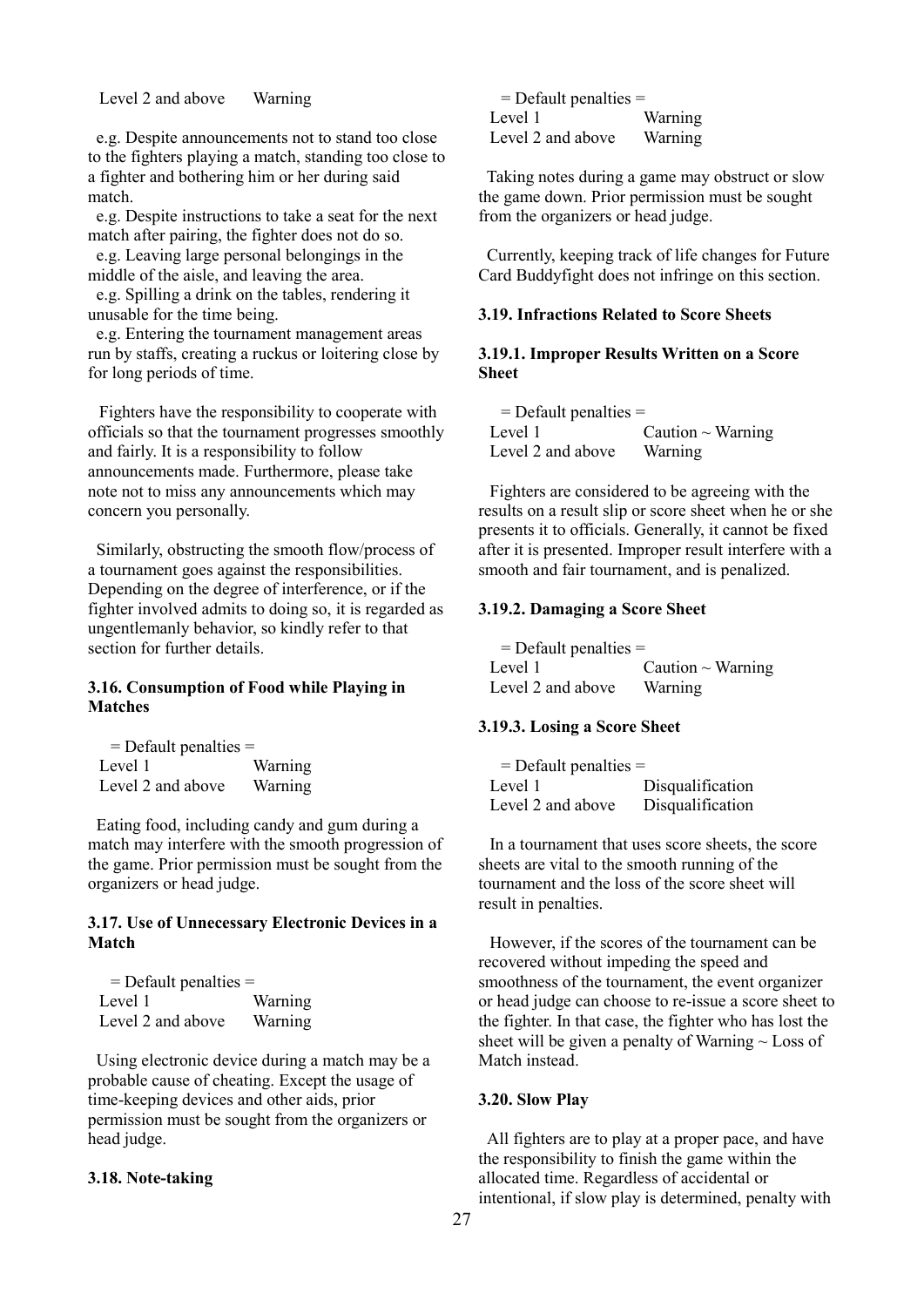| Level 2 and above | Warning |
|---|---|

e.g. Despite announcements not to stand too close to the fighters playing a match, standing too close to a fighter and bothering him or her during said match.

e.g. Despite instructions to take a seat for the next match after pairing, the fighter does not do so.

e.g. Leaving large personal belongings in the middle of the aisle, and leaving the area.

e.g. Spilling a drink on the tables, rendering it unusable for the time being.

e.g. Entering the tournament management areas run by staffs, creating a ruckus or loitering close by for long periods of time.

Fighters have the responsibility to cooperate with officials so that the tournament progresses smoothly and fairly. It is a responsibility to follow announcements made. Furthermore, please take note not to miss any announcements which may concern you personally.

Similarly, obstructing the smooth flow/process of a tournament goes against the responsibilities. Depending on the degree of interference, or if the fighter involved admits to doing so, it is regarded as ungentlemanly behavior, so kindly refer to that section for further details.

### 3.16. Consumption of Food while Playing in Matches

= Default penalties =

| Level 1 | Warning |
|---|---|
| Level 2 and above | Warning |

Eating food, including candy and gum during a match may interfere with the smooth progression of the game. Prior permission must be sought from the organizers or head judge.

### 3.17. Use of Unnecessary Electronic Devices in a Match

= Default penalties =

| Level 1 | Warning |
|---|---|
| Level 2 and above | Warning |

Using electronic device during a match may be a probable cause of cheating. Except the usage of time-keeping devices and other aids, prior permission must be sought from the organizers or head judge.

### 3.18. Note-taking

= Default penalties =

| Level 1 | Warning |
|---|---|
| Level 2 and above | Warning |

Taking notes during a game may obstruct or slow the game down. Prior permission must be sought from the organizers or head judge.

Currently, keeping track of life changes for Future Card Buddyfight does not infringe on this section.

### 3.19. Infractions Related to Score Sheets

#### 3.19.1. Improper Results Written on a Score Sheet

= Default penalties =

| Level 1 | Caution ~ Warning |
|---|---|
| Level 2 and above | Warning |

Fighters are considered to be agreeing with the results on a result slip or score sheet when he or she presents it to officials. Generally, it cannot be fixed after it is presented. Improper result interfere with a smooth and fair tournament, and is penalized.

#### 3.19.2. Damaging a Score Sheet

= Default penalties =

| Level 1 | Caution ~ Warning |
|---|---|
| Level 2 and above | Warning |

#### 3.19.3. Losing a Score Sheet

= Default penalties =

| Level 1 | Disqualification |
|---|---|
| Level 2 and above | Disqualification |

In a tournament that uses score sheets, the score sheets are vital to the smooth running of the tournament and the loss of the score sheet will result in penalties.

However, if the scores of the tournament can be recovered without impeding the speed and smoothness of the tournament, the event organizer or head judge can choose to re-issue a score sheet to the fighter. In that case, the fighter who has lost the sheet will be given a penalty of Warning ~ Loss of Match instead.

### 3.20. Slow Play

All fighters are to play at a proper pace, and have the responsibility to finish the game within the allocated time. Regardless of accidental or intentional, if slow play is determined, penalty with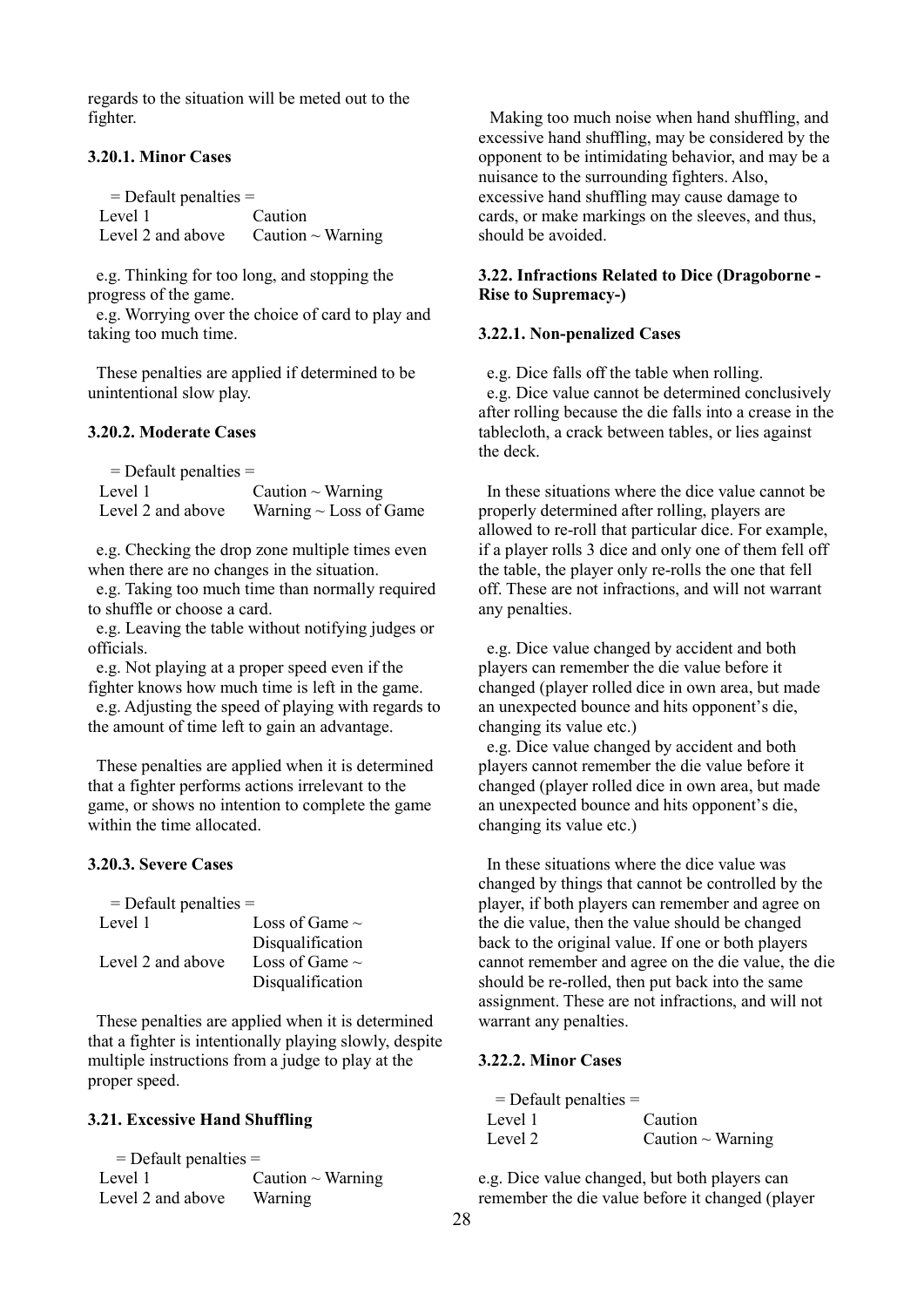regards to the situation will be meted out to the fighter.

### 3.20.1. Minor Cases

= Default penalties =

| | |
|---|---|
| Level 1 | Caution |
| Level 2 and above | Caution ~ Warning |

e.g. Thinking for too long, and stopping the progress of the game.
e.g. Worrying over the choice of card to play and taking too much time.

These penalties are applied if determined to be unintentional slow play.

### 3.20.2. Moderate Cases

= Default penalties =

| | |
|---|---|
| Level 1 | Caution ~ Warning |
| Level 2 and above | Warning ~ Loss of Game |

e.g. Checking the drop zone multiple times even when there are no changes in the situation.
e.g. Taking too much time than normally required to shuffle or choose a card.
e.g. Leaving the table without notifying judges or officials.
e.g. Not playing at a proper speed even if the fighter knows how much time is left in the game.
e.g. Adjusting the speed of playing with regards to the amount of time left to gain an advantage.

These penalties are applied when it is determined that a fighter performs actions irrelevant to the game, or shows no intention to complete the game within the time allocated.

### 3.20.3. Severe Cases

= Default penalties =

| | |
|---|---|
| Level 1 | Loss of Game ~ Disqualification |
| Level 2 and above | Loss of Game ~ Disqualification |

These penalties are applied when it is determined that a fighter is intentionally playing slowly, despite multiple instructions from a judge to play at the proper speed.

## 3.21. Excessive Hand Shuffling

= Default penalties =

| | |
|---|---|
| Level 1 | Caution ~ Warning |
| Level 2 and above | Warning |

Making too much noise when hand shuffling, and excessive hand shuffling, may be considered by the opponent to be intimidating behavior, and may be a nuisance to the surrounding fighters. Also, excessive hand shuffling may cause damage to cards, or make markings on the sleeves, and thus, should be avoided.

## 3.22. Infractions Related to Dice (Dragoborne -Rise to Supremacy-)

### 3.22.1. Non-penalized Cases

e.g. Dice falls off the table when rolling.
e.g. Dice value cannot be determined conclusively after rolling because the die falls into a crease in the tablecloth, a crack between tables, or lies against the deck.

In these situations where the dice value cannot be properly determined after rolling, players are allowed to re-roll that particular dice. For example, if a player rolls 3 dice and only one of them fell off the table, the player only re-rolls the one that fell off. These are not infractions, and will not warrant any penalties.

e.g. Dice value changed by accident and both players can remember the die value before it changed (player rolled dice in own area, but made an unexpected bounce and hits opponent's die, changing its value etc.)
e.g. Dice value changed by accident and both players cannot remember the die value before it changed (player rolled dice in own area, but made an unexpected bounce and hits opponent's die, changing its value etc.)

In these situations where the dice value was changed by things that cannot be controlled by the player, if both players can remember and agree on the die value, then the value should be changed back to the original value. If one or both players cannot remember and agree on the die value, the die should be re-rolled, then put back into the same assignment. These are not infractions, and will not warrant any penalties.

### 3.22.2. Minor Cases

= Default penalties =

| | |
|---|---|
| Level 1 | Caution |
| Level 2 | Caution ~ Warning |

e.g. Dice value changed, but both players can remember the die value before it changed (player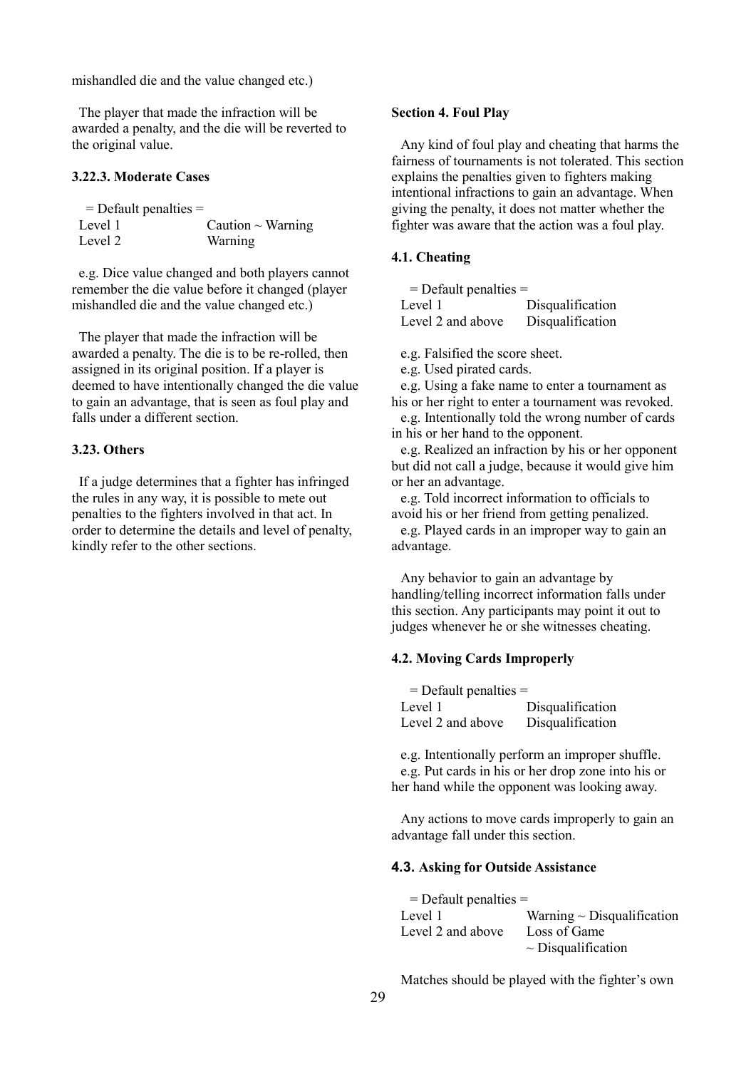mishandled die and the value changed etc.)

The player that made the infraction will be awarded a penalty, and the die will be reverted to the original value.

### 3.22.3. Moderate Cases

= Default penalties =

| | |
|---|---|
| Level 1 | Caution ~ Warning |
| Level 2 | Warning |

e.g. Dice value changed and both players cannot remember the die value before it changed (player mishandled die and the value changed etc.)

The player that made the infraction will be awarded a penalty. The die is to be re-rolled, then assigned in its original position. If a player is deemed to have intentionally changed the die value to gain an advantage, that is seen as foul play and falls under a different section.

### 3.23. Others

If a judge determines that a fighter has infringed the rules in any way, it is possible to mete out penalties to the fighters involved in that act. In order to determine the details and level of penalty, kindly refer to the other sections.

## Section 4. Foul Play

Any kind of foul play and cheating that harms the fairness of tournaments is not tolerated. This section explains the penalties given to fighters making intentional infractions to gain an advantage. When giving the penalty, it does not matter whether the fighter was aware that the action was a foul play.

### 4.1. Cheating

= Default penalties =

| | |
|---|---|
| Level 1 | Disqualification |
| Level 2 and above | Disqualification |

e.g. Falsified the score sheet.
e.g. Used pirated cards.
e.g. Using a fake name to enter a tournament as his or her right to enter a tournament was revoked.
e.g. Intentionally told the wrong number of cards in his or her hand to the opponent.
e.g. Realized an infraction by his or her opponent but did not call a judge, because it would give him or her an advantage.
e.g. Told incorrect information to officials to avoid his or her friend from getting penalized.
e.g. Played cards in an improper way to gain an advantage.

Any behavior to gain an advantage by handling/telling incorrect information falls under this section. Any participants may point it out to judges whenever he or she witnesses cheating.

### 4.2. Moving Cards Improperly

= Default penalties =

| | |
|---|---|
| Level 1 | Disqualification |
| Level 2 and above | Disqualification |

e.g. Intentionally perform an improper shuffle.
e.g. Put cards in his or her drop zone into his or her hand while the opponent was looking away.

Any actions to move cards improperly to gain an advantage fall under this section.

### 4.3. Asking for Outside Assistance

= Default penalties =

| | |
|---|---|
| Level 1 | Warning ~ Disqualification |
| Level 2 and above | Loss of Game ~ Disqualification |

Matches should be played with the fighter's own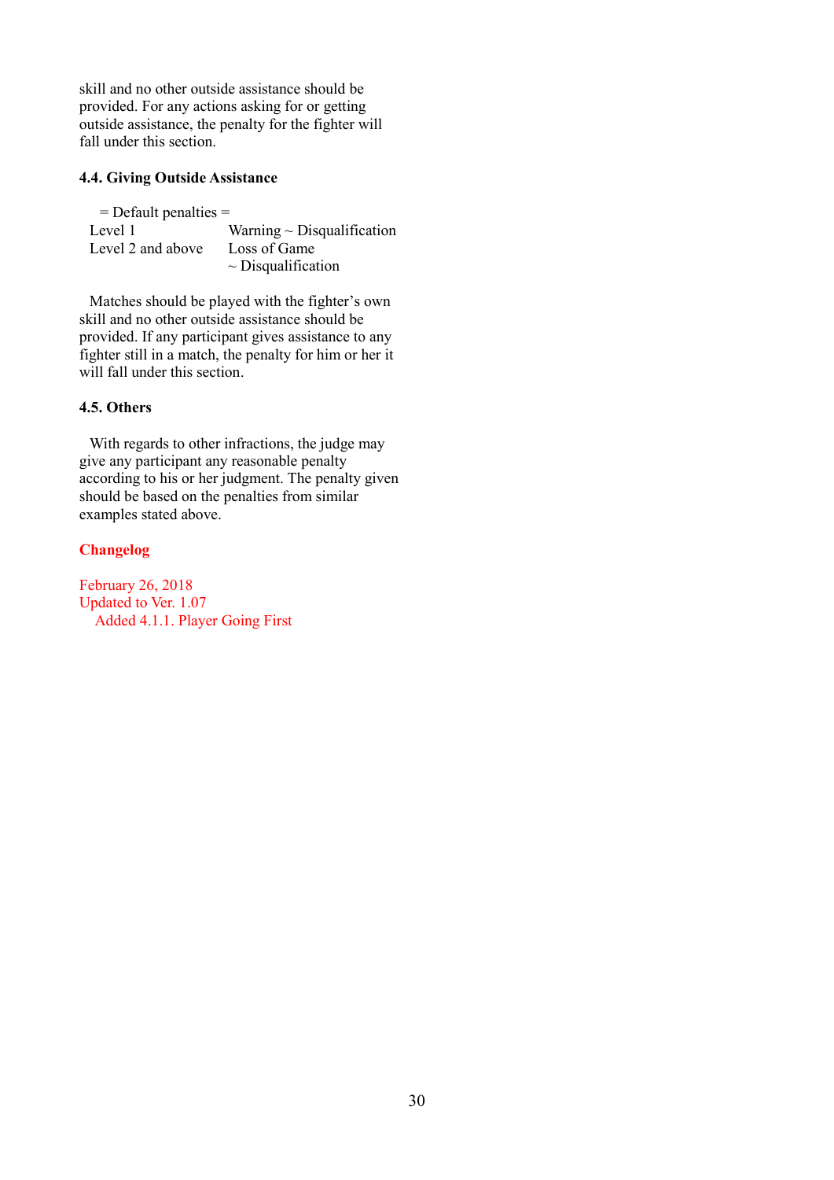skill and no other outside assistance should be provided. For any actions asking for or getting outside assistance, the penalty for the fighter will fall under this section.

### 4.4. Giving Outside Assistance

= Default penalties =

| | |
|---|---|
| Level 1 | Warning ~ Disqualification |
| Level 2 and above | Loss of Game ~ Disqualification |

Matches should be played with the fighter's own skill and no other outside assistance should be provided. If any participant gives assistance to any fighter still in a match, the penalty for him or her it will fall under this section.

### 4.5. Others

With regards to other infractions, the judge may give any participant any reasonable penalty according to his or her judgment. The penalty given should be based on the penalties from similar examples stated above.

## Changelog

February 26, 2018
Updated to Ver. 1.07
  Added 4.1.1. Player Going First